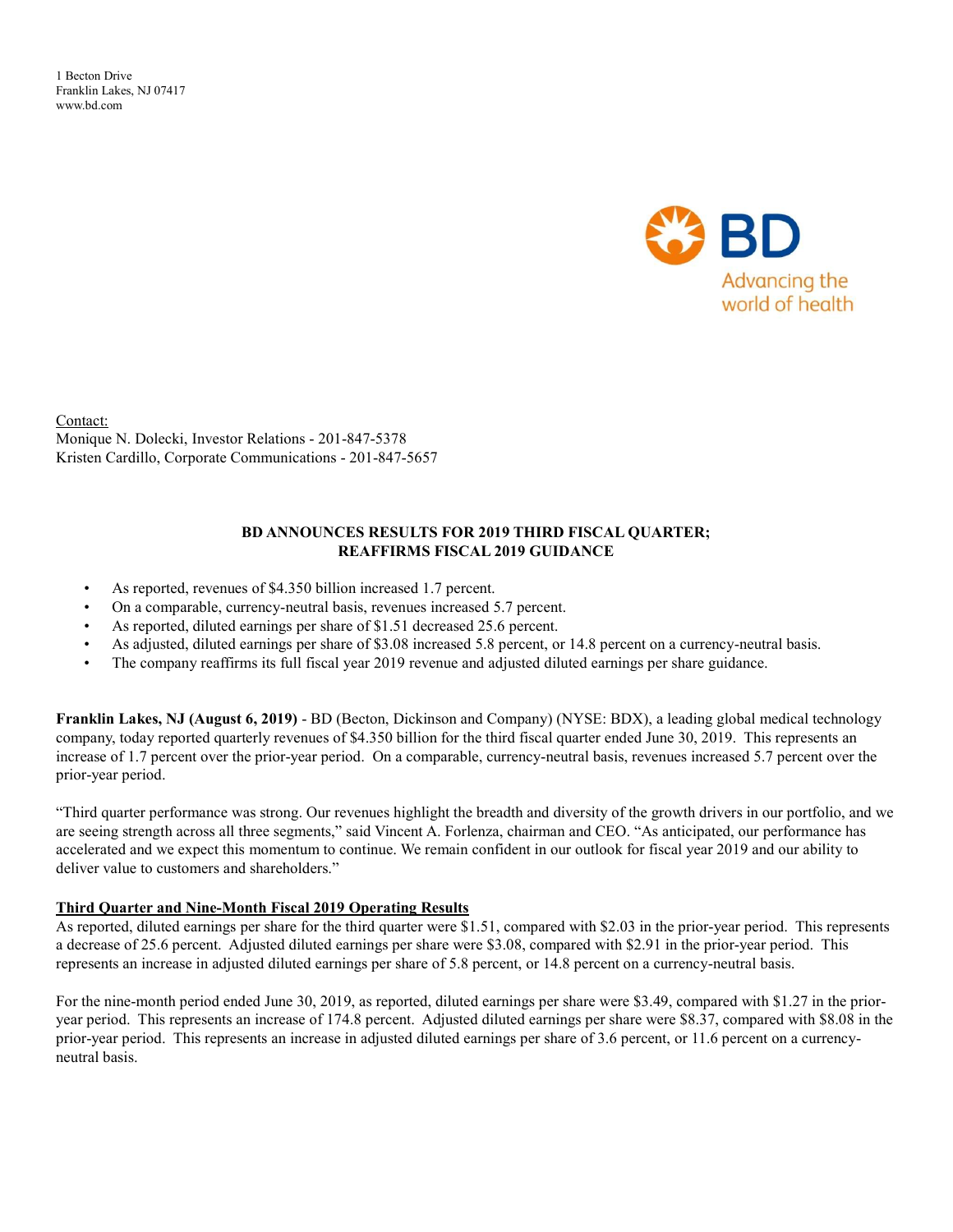1 Becton Drive
Franklin Lakes, NJ 07417
www.bd.com

BD
Advancing the world of health

Contact:
Monique N. Dolecki, Investor Relations - 201-847-5378
Kristen Cardillo, Corporate Communications - 201-847-5657

**BD ANNOUNCES RESULTS FOR 2019 THIRD FISCAL QUARTER;**
**REAFFIRMS FISCAL 2019 GUIDANCE**

- As reported, revenues of $4.350 billion increased 1.7 percent.
- On a comparable, currency-neutral basis, revenues increased 5.7 percent.
- As reported, diluted earnings per share of $1.51 decreased 25.6 percent.
- As adjusted, diluted earnings per share of $3.08 increased 5.8 percent, or 14.8 percent on a currency-neutral basis.
- The company reaffirms its full fiscal year 2019 revenue and adjusted diluted earnings per share guidance.

**Franklin Lakes, NJ (August 6, 2019)** - BD (Becton, Dickinson and Company) (NYSE: BDX), a leading global medical technology company, today reported quarterly revenues of $4.350 billion for the third fiscal quarter ended June 30, 2019. This represents an increase of 1.7 percent over the prior-year period. On a comparable, currency-neutral basis, revenues increased 5.7 percent over the prior-year period.

"Third quarter performance was strong. Our revenues highlight the breadth and diversity of the growth drivers in our portfolio, and we are seeing strength across all three segments," said Vincent A. Forlenza, chairman and CEO. "As anticipated, our performance has accelerated and we expect this momentum to continue. We remain confident in our outlook for fiscal year 2019 and our ability to deliver value to customers and shareholders."

**Third Quarter and Nine-Month Fiscal 2019 Operating Results**

As reported, diluted earnings per share for the third quarter were $1.51, compared with $2.03 in the prior-year period. This represents a decrease of 25.6 percent. Adjusted diluted earnings per share were $3.08, compared with $2.91 in the prior-year period. This represents an increase in adjusted diluted earnings per share of 5.8 percent, or 14.8 percent on a currency-neutral basis.

For the nine-month period ended June 30, 2019, as reported, diluted earnings per share were $3.49, compared with $1.27 in the prior-year period. This represents an increase of 174.8 percent. Adjusted diluted earnings per share were $8.37, compared with $8.08 in the prior-year period. This represents an increase in adjusted diluted earnings per share of 3.6 percent, or 11.6 percent on a currency-neutral basis.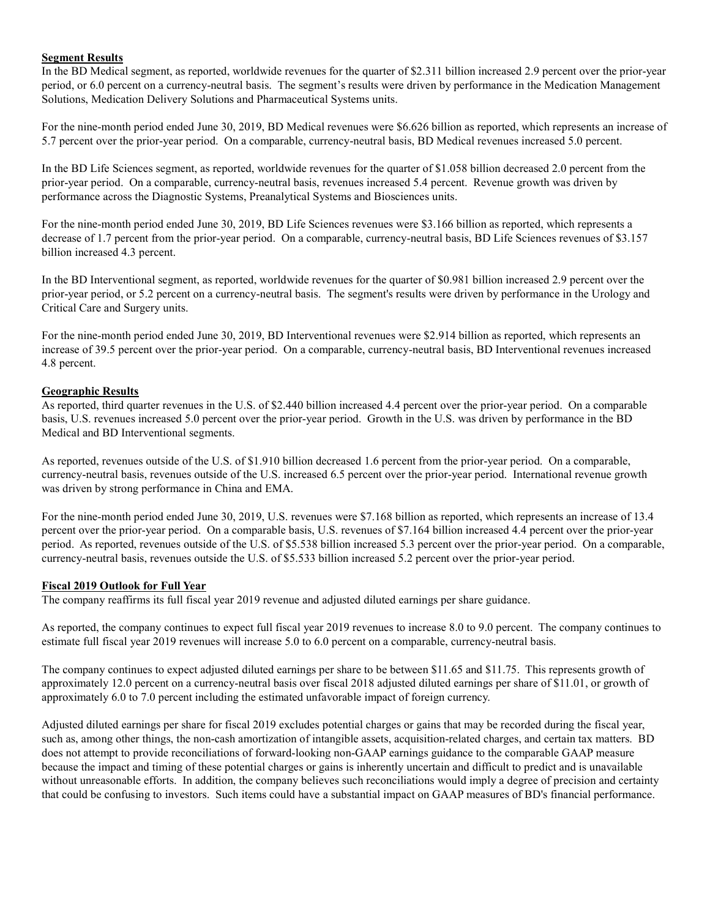## Segment Results

In the BD Medical segment, as reported, worldwide revenues for the quarter of $2.311 billion increased 2.9 percent over the prior-year period, or 6.0 percent on a currency-neutral basis. The segment's results were driven by performance in the Medication Management Solutions, Medication Delivery Solutions and Pharmaceutical Systems units.

For the nine-month period ended June 30, 2019, BD Medical revenues were $6.626 billion as reported, which represents an increase of 5.7 percent over the prior-year period. On a comparable, currency-neutral basis, BD Medical revenues increased 5.0 percent.

In the BD Life Sciences segment, as reported, worldwide revenues for the quarter of $1.058 billion decreased 2.0 percent from the prior-year period. On a comparable, currency-neutral basis, revenues increased 5.4 percent. Revenue growth was driven by performance across the Diagnostic Systems, Preanalytical Systems and Biosciences units.

For the nine-month period ended June 30, 2019, BD Life Sciences revenues were $3.166 billion as reported, which represents a decrease of 1.7 percent from the prior-year period. On a comparable, currency-neutral basis, BD Life Sciences revenues of $3.157 billion increased 4.3 percent.

In the BD Interventional segment, as reported, worldwide revenues for the quarter of $0.981 billion increased 2.9 percent over the prior-year period, or 5.2 percent on a currency-neutral basis. The segment's results were driven by performance in the Urology and Critical Care and Surgery units.

For the nine-month period ended June 30, 2019, BD Interventional revenues were $2.914 billion as reported, which represents an increase of 39.5 percent over the prior-year period. On a comparable, currency-neutral basis, BD Interventional revenues increased 4.8 percent.

## Geographic Results

As reported, third quarter revenues in the U.S. of $2.440 billion increased 4.4 percent over the prior-year period. On a comparable basis, U.S. revenues increased 5.0 percent over the prior-year period. Growth in the U.S. was driven by performance in the BD Medical and BD Interventional segments.

As reported, revenues outside of the U.S. of $1.910 billion decreased 1.6 percent from the prior-year period. On a comparable, currency-neutral basis, revenues outside of the U.S. increased 6.5 percent over the prior-year period. International revenue growth was driven by strong performance in China and EMA.

For the nine-month period ended June 30, 2019, U.S. revenues were $7.168 billion as reported, which represents an increase of 13.4 percent over the prior-year period. On a comparable basis, U.S. revenues of $7.164 billion increased 4.4 percent over the prior-year period. As reported, revenues outside of the U.S. of $5.538 billion increased 5.3 percent over the prior-year period. On a comparable, currency-neutral basis, revenues outside the U.S. of $5.533 billion increased 5.2 percent over the prior-year period.

## Fiscal 2019 Outlook for Full Year

The company reaffirms its full fiscal year 2019 revenue and adjusted diluted earnings per share guidance.

As reported, the company continues to expect full fiscal year 2019 revenues to increase 8.0 to 9.0 percent. The company continues to estimate full fiscal year 2019 revenues will increase 5.0 to 6.0 percent on a comparable, currency-neutral basis.

The company continues to expect adjusted diluted earnings per share to be between $11.65 and $11.75. This represents growth of approximately 12.0 percent on a currency-neutral basis over fiscal 2018 adjusted diluted earnings per share of $11.01, or growth of approximately 6.0 to 7.0 percent including the estimated unfavorable impact of foreign currency.

Adjusted diluted earnings per share for fiscal 2019 excludes potential charges or gains that may be recorded during the fiscal year, such as, among other things, the non-cash amortization of intangible assets, acquisition-related charges, and certain tax matters. BD does not attempt to provide reconciliations of forward-looking non-GAAP earnings guidance to the comparable GAAP measure because the impact and timing of these potential charges or gains is inherently uncertain and difficult to predict and is unavailable without unreasonable efforts. In addition, the company believes such reconciliations would imply a degree of precision and certainty that could be confusing to investors. Such items could have a substantial impact on GAAP measures of BD's financial performance.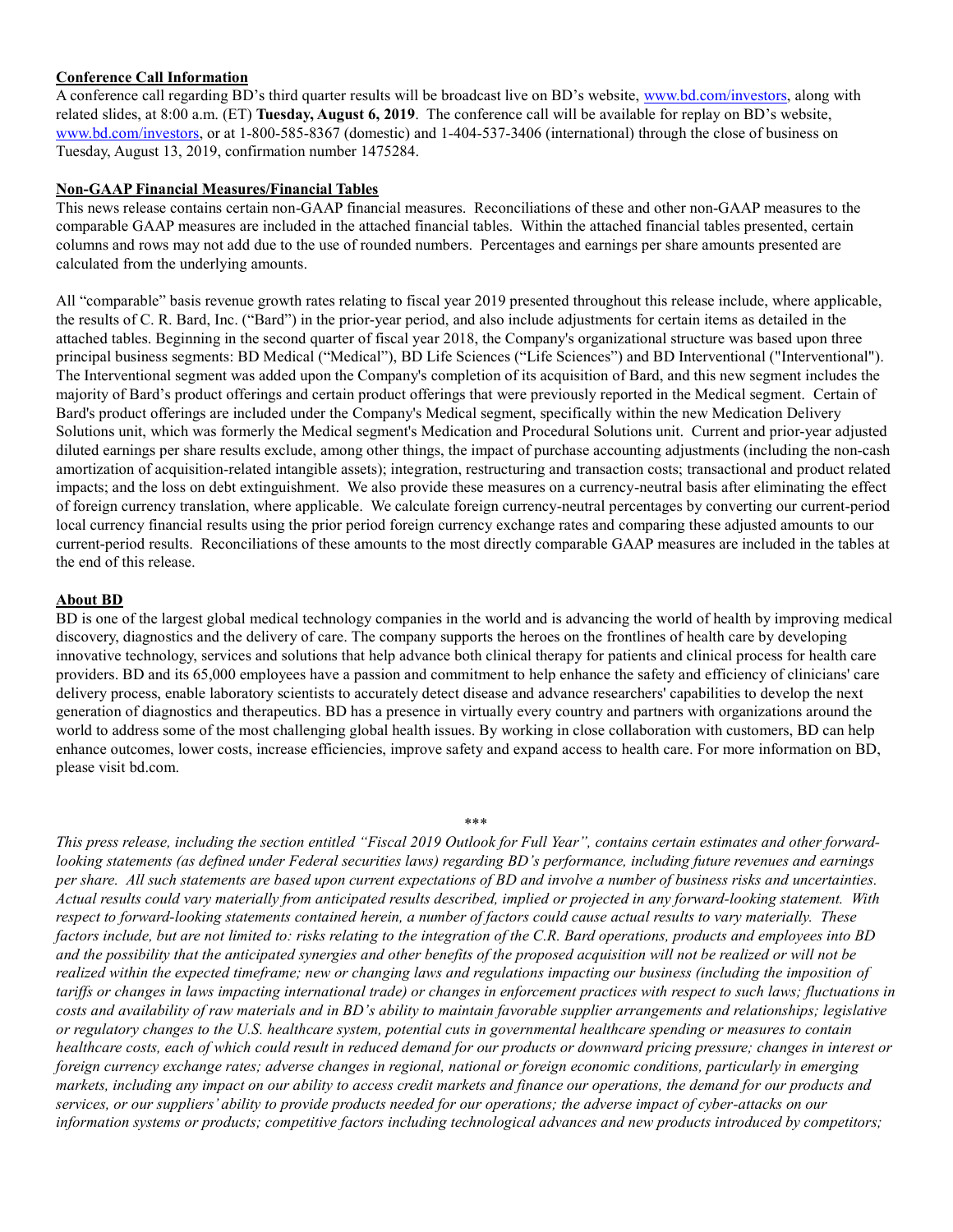**Conference Call Information**

A conference call regarding BD's third quarter results will be broadcast live on BD's website, www.bd.com/investors, along with related slides, at 8:00 a.m. (ET) **Tuesday, August 6, 2019**. The conference call will be available for replay on BD's website, www.bd.com/investors, or at 1-800-585-8367 (domestic) and 1-404-537-3406 (international) through the close of business on Tuesday, August 13, 2019, confirmation number 1475284.

**Non-GAAP Financial Measures/Financial Tables**

This news release contains certain non-GAAP financial measures. Reconciliations of these and other non-GAAP measures to the comparable GAAP measures are included in the attached financial tables. Within the attached financial tables presented, certain columns and rows may not add due to the use of rounded numbers. Percentages and earnings per share amounts presented are calculated from the underlying amounts.

All "comparable" basis revenue growth rates relating to fiscal year 2019 presented throughout this release include, where applicable, the results of C. R. Bard, Inc. ("Bard") in the prior-year period, and also include adjustments for certain items as detailed in the attached tables. Beginning in the second quarter of fiscal year 2018, the Company's organizational structure was based upon three principal business segments: BD Medical ("Medical"), BD Life Sciences ("Life Sciences") and BD Interventional ("Interventional"). The Interventional segment was added upon the Company's completion of its acquisition of Bard, and this new segment includes the majority of Bard's product offerings and certain product offerings that were previously reported in the Medical segment. Certain of Bard's product offerings are included under the Company's Medical segment, specifically within the new Medication Delivery Solutions unit, which was formerly the Medical segment's Medication and Procedural Solutions unit. Current and prior-year adjusted diluted earnings per share results exclude, among other things, the impact of purchase accounting adjustments (including the non-cash amortization of acquisition-related intangible assets); integration, restructuring and transaction costs; transactional and product related impacts; and the loss on debt extinguishment. We also provide these measures on a currency-neutral basis after eliminating the effect of foreign currency translation, where applicable. We calculate foreign currency-neutral percentages by converting our current-period local currency financial results using the prior period foreign currency exchange rates and comparing these adjusted amounts to our current-period results. Reconciliations of these amounts to the most directly comparable GAAP measures are included in the tables at the end of this release.

**About BD**

BD is one of the largest global medical technology companies in the world and is advancing the world of health by improving medical discovery, diagnostics and the delivery of care. The company supports the heroes on the frontlines of health care by developing innovative technology, services and solutions that help advance both clinical therapy for patients and clinical process for health care providers. BD and its 65,000 employees have a passion and commitment to help enhance the safety and efficiency of clinicians' care delivery process, enable laboratory scientists to accurately detect disease and advance researchers' capabilities to develop the next generation of diagnostics and therapeutics. BD has a presence in virtually every country and partners with organizations around the world to address some of the most challenging global health issues. By working in close collaboration with customers, BD can help enhance outcomes, lower costs, increase efficiencies, improve safety and expand access to health care. For more information on BD, please visit bd.com.

\*\*\*

*This press release, including the section entitled "Fiscal 2019 Outlook for Full Year", contains certain estimates and other forward-looking statements (as defined under Federal securities laws) regarding BD's performance, including future revenues and earnings per share. All such statements are based upon current expectations of BD and involve a number of business risks and uncertainties. Actual results could vary materially from anticipated results described, implied or projected in any forward-looking statement. With respect to forward-looking statements contained herein, a number of factors could cause actual results to vary materially. These factors include, but are not limited to: risks relating to the integration of the C.R. Bard operations, products and employees into BD and the possibility that the anticipated synergies and other benefits of the proposed acquisition will not be realized or will not be realized within the expected timeframe; new or changing laws and regulations impacting our business (including the imposition of tariffs or changes in laws impacting international trade) or changes in enforcement practices with respect to such laws; fluctuations in costs and availability of raw materials and in BD's ability to maintain favorable supplier arrangements and relationships; legislative or regulatory changes to the U.S. healthcare system, potential cuts in governmental healthcare spending or measures to contain healthcare costs, each of which could result in reduced demand for our products or downward pricing pressure; changes in interest or foreign currency exchange rates; adverse changes in regional, national or foreign economic conditions, particularly in emerging markets, including any impact on our ability to access credit markets and finance our operations, the demand for our products and services, or our suppliers' ability to provide products needed for our operations; the adverse impact of cyber-attacks on our information systems or products; competitive factors including technological advances and new products introduced by competitors;*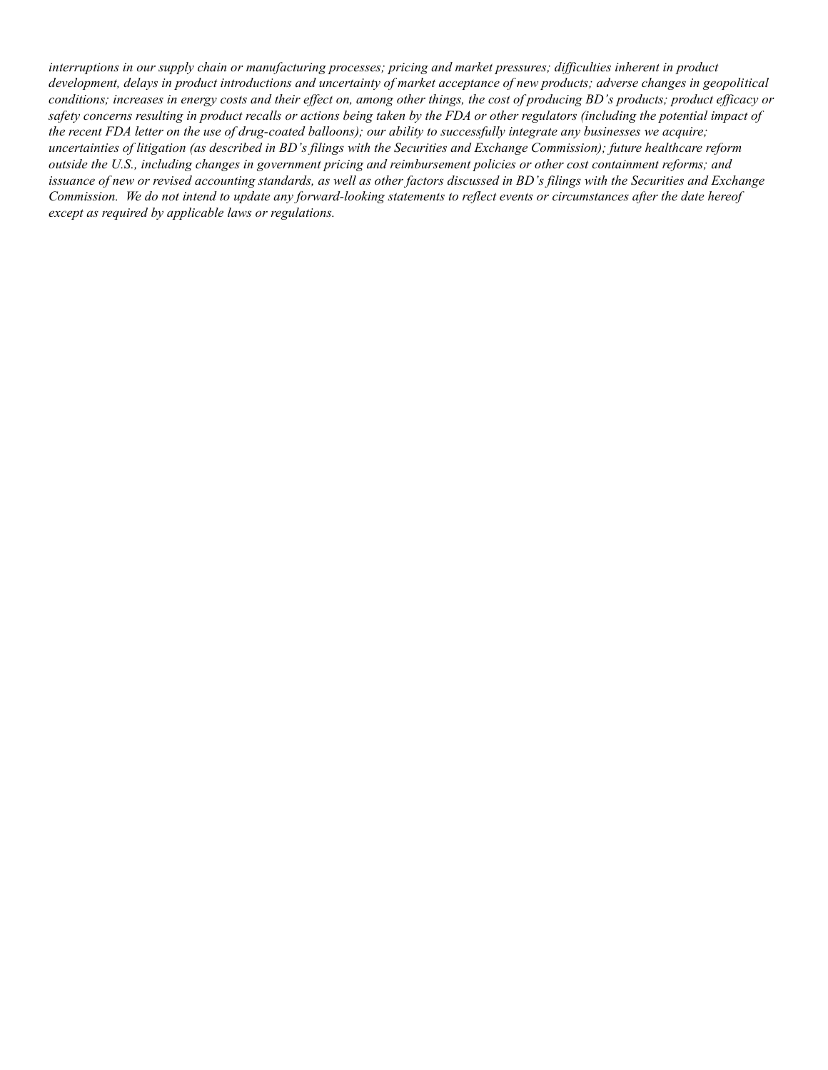*interruptions in our supply chain or manufacturing processes; pricing and market pressures; difficulties inherent in product development, delays in product introductions and uncertainty of market acceptance of new products; adverse changes in geopolitical conditions; increases in energy costs and their effect on, among other things, the cost of producing BD's products; product efficacy or safety concerns resulting in product recalls or actions being taken by the FDA or other regulators (including the potential impact of the recent FDA letter on the use of drug-coated balloons); our ability to successfully integrate any businesses we acquire; uncertainties of litigation (as described in BD's filings with the Securities and Exchange Commission); future healthcare reform outside the U.S., including changes in government pricing and reimbursement policies or other cost containment reforms; and issuance of new or revised accounting standards, as well as other factors discussed in BD's filings with the Securities and Exchange Commission. We do not intend to update any forward-looking statements to reflect events or circumstances after the date hereof except as required by applicable laws or regulations.*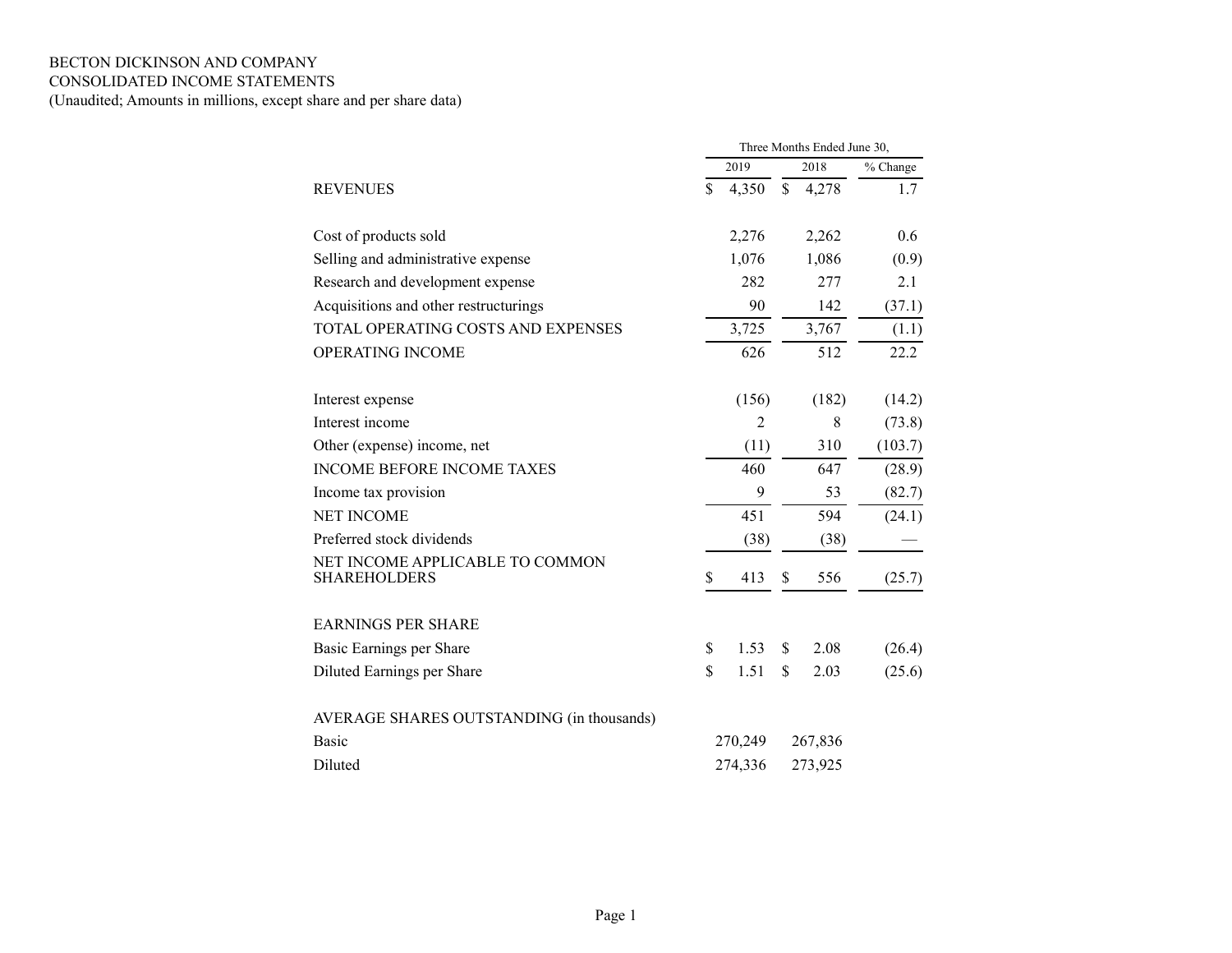BECTON DICKINSON AND COMPANY
CONSOLIDATED INCOME STATEMENTS
(Unaudited; Amounts in millions, except share and per share data)

| | Three Months Ended June 30, | | |
|---|---|---|---|
| | 2019 | 2018 | % Change |
| REVENUES | $ 4,350 | $ 4,278 | 1.7 |
| | | | |
| Cost of products sold | 2,276 | 2,262 | 0.6 |
| Selling and administrative expense | 1,076 | 1,086 | (0.9) |
| Research and development expense | 282 | 277 | 2.1 |
| Acquisitions and other restructurings | 90 | 142 | (37.1) |
| TOTAL OPERATING COSTS AND EXPENSES | 3,725 | 3,767 | (1.1) |
| OPERATING INCOME | 626 | 512 | 22.2 |
| | | | |
| Interest expense | (156) | (182) | (14.2) |
| Interest income | 2 | 8 | (73.8) |
| Other (expense) income, net | (11) | 310 | (103.7) |
| INCOME BEFORE INCOME TAXES | 460 | 647 | (28.9) |
| Income tax provision | 9 | 53 | (82.7) |
| NET INCOME | 451 | 594 | (24.1) |
| Preferred stock dividends | (38) | (38) | — |
| NET INCOME APPLICABLE TO COMMON SHAREHOLDERS | $ 413 | $ 556 | (25.7) |
| | | | |
| EARNINGS PER SHARE | | | |
| Basic Earnings per Share | $ 1.53 | $ 2.08 | (26.4) |
| Diluted Earnings per Share | $ 1.51 | $ 2.03 | (25.6) |
| | | | |
| AVERAGE SHARES OUTSTANDING (in thousands) | | | |
| Basic | 270,249 | 267,836 | |
| Diluted | 274,336 | 273,925 | |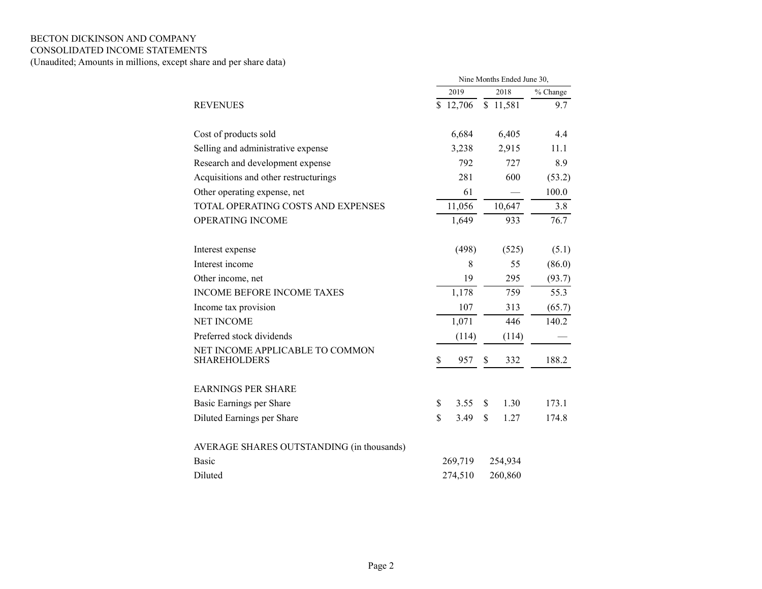BECTON DICKINSON AND COMPANY
CONSOLIDATED INCOME STATEMENTS
(Unaudited; Amounts in millions, except share and per share data)

| | Nine Months Ended June 30, | | |
|---|---|---|---|
| | 2019 | 2018 | % Change |
| REVENUES | $ 12,706 | $ 11,581 | 9.7 |
| | | | |
| Cost of products sold | 6,684 | 6,405 | 4.4 |
| Selling and administrative expense | 3,238 | 2,915 | 11.1 |
| Research and development expense | 792 | 727 | 8.9 |
| Acquisitions and other restructurings | 281 | 600 | (53.2) |
| Other operating expense, net | 61 | — | 100.0 |
| TOTAL OPERATING COSTS AND EXPENSES | 11,056 | 10,647 | 3.8 |
| OPERATING INCOME | 1,649 | 933 | 76.7 |
| | | | |
| Interest expense | (498) | (525) | (5.1) |
| Interest income | 8 | 55 | (86.0) |
| Other income, net | 19 | 295 | (93.7) |
| INCOME BEFORE INCOME TAXES | 1,178 | 759 | 55.3 |
| Income tax provision | 107 | 313 | (65.7) |
| NET INCOME | 1,071 | 446 | 140.2 |
| Preferred stock dividends | (114) | (114) | — |
| NET INCOME APPLICABLE TO COMMON SHAREHOLDERS | $ 957 | $ 332 | 188.2 |
| | | | |
| EARNINGS PER SHARE | | | |
| Basic Earnings per Share | $ 3.55 | $ 1.30 | 173.1 |
| Diluted Earnings per Share | $ 3.49 | $ 1.27 | 174.8 |
| | | | |
| AVERAGE SHARES OUTSTANDING (in thousands) | | | |
| Basic | 269,719 | 254,934 | |
| Diluted | 274,510 | 260,860 | |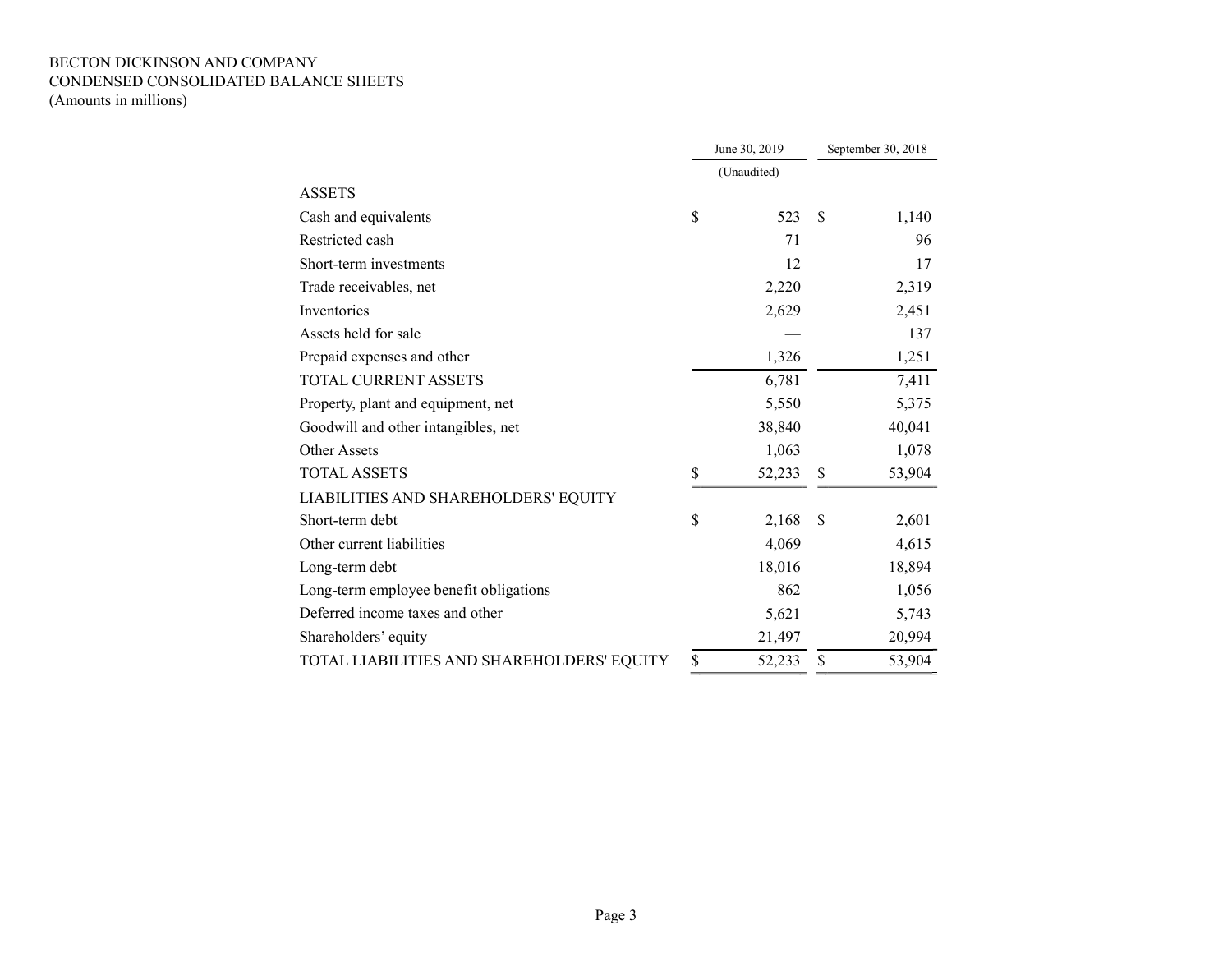BECTON DICKINSON AND COMPANY
CONDENSED CONSOLIDATED BALANCE SHEETS
(Amounts in millions)

| | June 30, 2019 | September 30, 2018 |
|---|---|---|
| | (Unaudited) | |
| ASSETS | | |
| Cash and equivalents | $ 523 | $ 1,140 |
| Restricted cash | 71 | 96 |
| Short-term investments | 12 | 17 |
| Trade receivables, net | 2,220 | 2,319 |
| Inventories | 2,629 | 2,451 |
| Assets held for sale | — | 137 |
| Prepaid expenses and other | 1,326 | 1,251 |
| TOTAL CURRENT ASSETS | 6,781 | 7,411 |
| Property, plant and equipment, net | 5,550 | 5,375 |
| Goodwill and other intangibles, net | 38,840 | 40,041 |
| Other Assets | 1,063 | 1,078 |
| TOTAL ASSETS | $ 52,233 | $ 53,904 |
| LIABILITIES AND SHAREHOLDERS' EQUITY | | |
| Short-term debt | $ 2,168 | $ 2,601 |
| Other current liabilities | 4,069 | 4,615 |
| Long-term debt | 18,016 | 18,894 |
| Long-term employee benefit obligations | 862 | 1,056 |
| Deferred income taxes and other | 5,621 | 5,743 |
| Shareholders' equity | 21,497 | 20,994 |
| TOTAL LIABILITIES AND SHAREHOLDERS' EQUITY | $ 52,233 | $ 53,904 |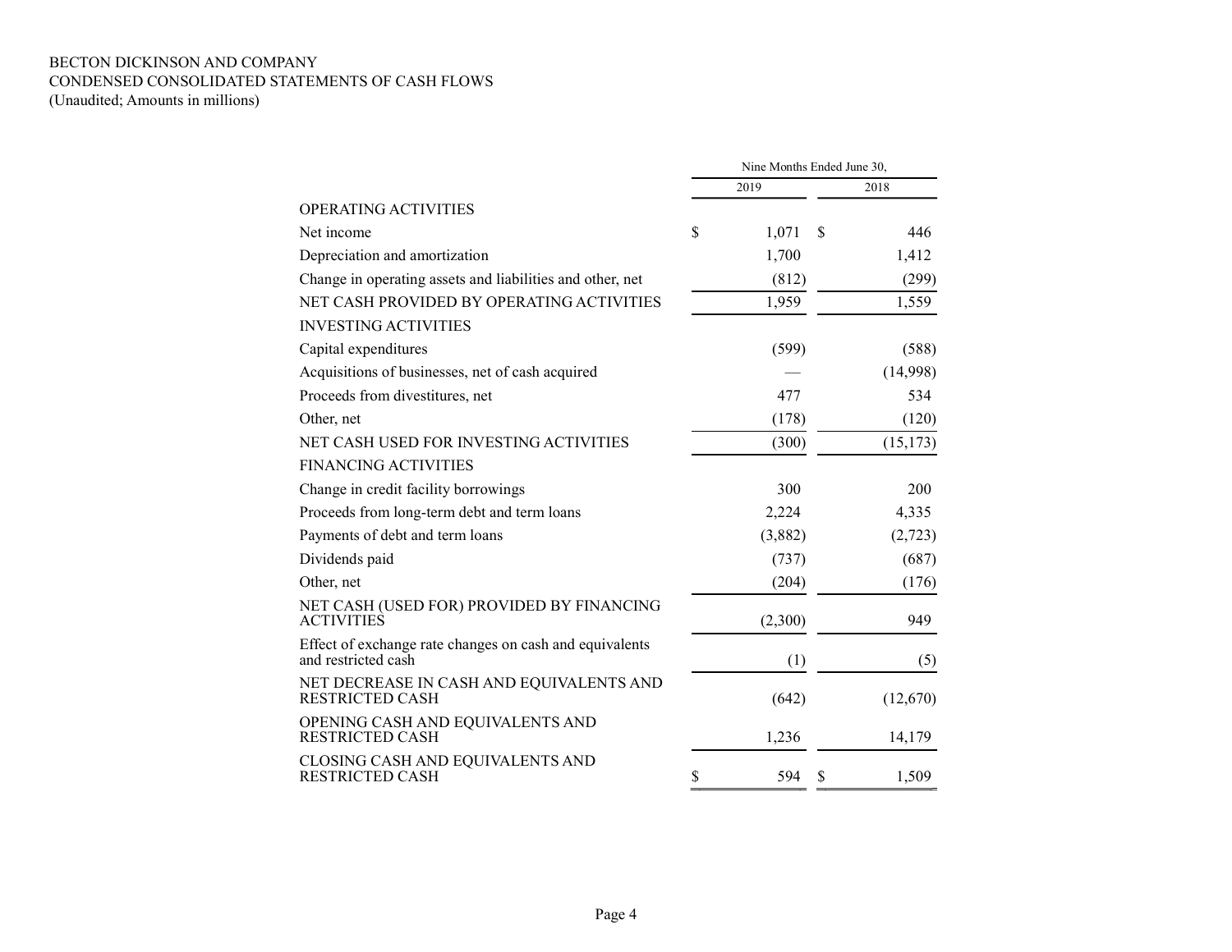BECTON DICKINSON AND COMPANY
CONDENSED CONSOLIDATED STATEMENTS OF CASH FLOWS
(Unaudited; Amounts in millions)

| | Nine Months Ended June 30, | |
|---|---|---|
| | 2019 | 2018 |
| OPERATING ACTIVITIES | | |
| Net income | $ 1,071 | $ 446 |
| Depreciation and amortization | 1,700 | 1,412 |
| Change in operating assets and liabilities and other, net | (812) | (299) |
| NET CASH PROVIDED BY OPERATING ACTIVITIES | 1,959 | 1,559 |
| INVESTING ACTIVITIES | | |
| Capital expenditures | (599) | (588) |
| Acquisitions of businesses, net of cash acquired | — | (14,998) |
| Proceeds from divestitures, net | 477 | 534 |
| Other, net | (178) | (120) |
| NET CASH USED FOR INVESTING ACTIVITIES | (300) | (15,173) |
| FINANCING ACTIVITIES | | |
| Change in credit facility borrowings | 300 | 200 |
| Proceeds from long-term debt and term loans | 2,224 | 4,335 |
| Payments of debt and term loans | (3,882) | (2,723) |
| Dividends paid | (737) | (687) |
| Other, net | (204) | (176) |
| NET CASH (USED FOR) PROVIDED BY FINANCING ACTIVITIES | (2,300) | 949 |
| Effect of exchange rate changes on cash and equivalents and restricted cash | (1) | (5) |
| NET DECREASE IN CASH AND EQUIVALENTS AND RESTRICTED CASH | (642) | (12,670) |
| OPENING CASH AND EQUIVALENTS AND RESTRICTED CASH | 1,236 | 14,179 |
| CLOSING CASH AND EQUIVALENTS AND RESTRICTED CASH | $ 594 | $ 1,509 |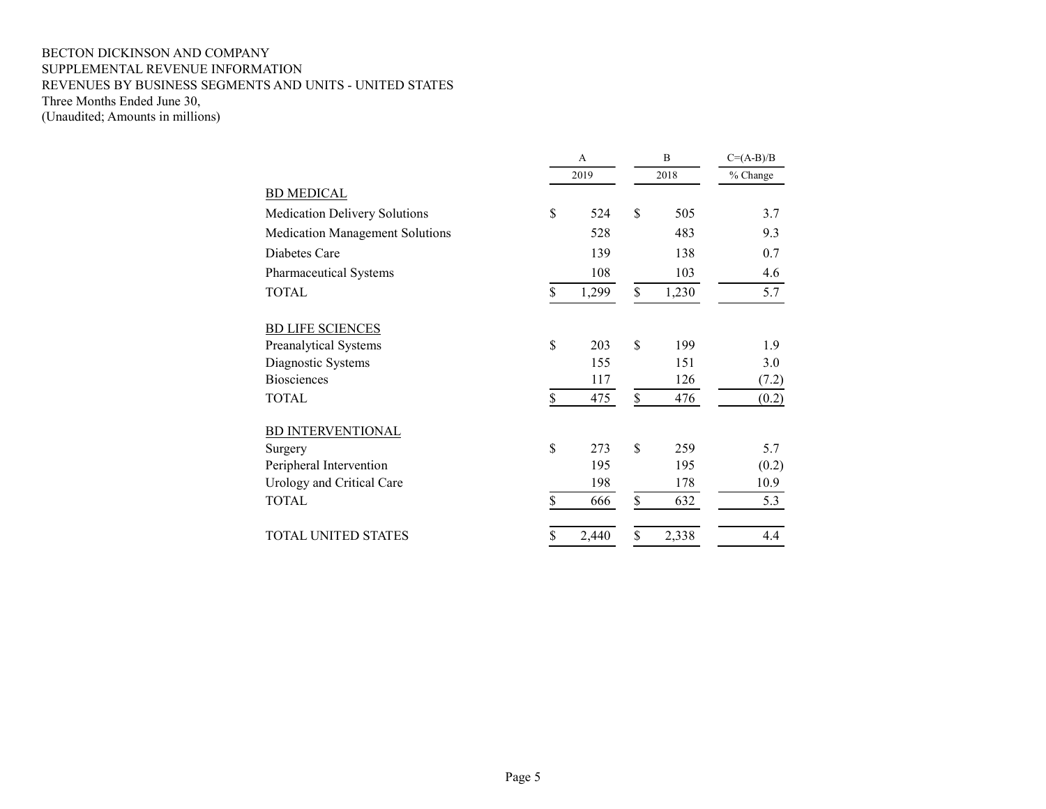BECTON DICKINSON AND COMPANY
SUPPLEMENTAL REVENUE INFORMATION
REVENUES BY BUSINESS SEGMENTS AND UNITS - UNITED STATES
Three Months Ended June 30,
(Unaudited; Amounts in millions)

| | A | B | C=(A-B)/B |
|---|---|---|---|
| | 2019 | 2018 | % Change |
| BD MEDICAL | | | |
| Medication Delivery Solutions | $ 524 | $ 505 | 3.7 |
| Medication Management Solutions | 528 | 483 | 9.3 |
| Diabetes Care | 139 | 138 | 0.7 |
| Pharmaceutical Systems | 108 | 103 | 4.6 |
| TOTAL | $ 1,299 | $ 1,230 | 5.7 |
| | | | |
| BD LIFE SCIENCES | | | |
| Preanalytical Systems | $ 203 | $ 199 | 1.9 |
| Diagnostic Systems | 155 | 151 | 3.0 |
| Biosciences | 117 | 126 | (7.2) |
| TOTAL | $ 475 | $ 476 | (0.2) |
| | | | |
| BD INTERVENTIONAL | | | |
| Surgery | $ 273 | $ 259 | 5.7 |
| Peripheral Intervention | 195 | 195 | (0.2) |
| Urology and Critical Care | 198 | 178 | 10.9 |
| TOTAL | $ 666 | $ 632 | 5.3 |
| | | | |
| TOTAL UNITED STATES | $ 2,440 | $ 2,338 | 4.4 |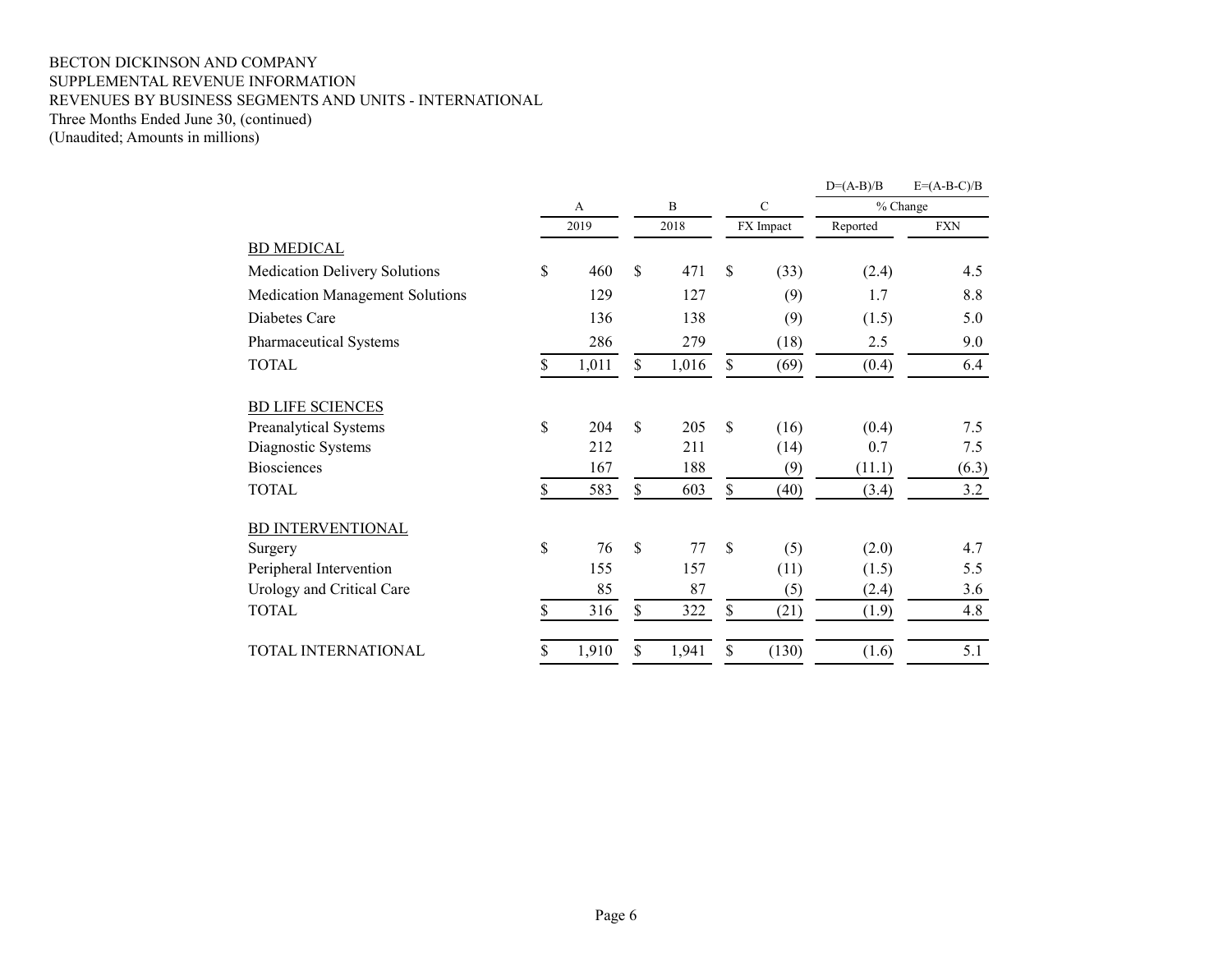BECTON DICKINSON AND COMPANY
SUPPLEMENTAL REVENUE INFORMATION
REVENUES BY BUSINESS SEGMENTS AND UNITS - INTERNATIONAL
Three Months Ended June 30, (continued)
(Unaudited; Amounts in millions)

| | A | B | C | D=(A-B)/B | E=(A-B-C)/B |
|---|---|---|---|---|---|
| | | | | % Change | |
| | 2019 | 2018 | FX Impact | Reported | FXN |
| **BD MEDICAL** | | | | | |
| Medication Delivery Solutions | $ 460 | $ 471 | $ (33) | (2.4) | 4.5 |
| Medication Management Solutions | 129 | 127 | (9) | 1.7 | 8.8 |
| Diabetes Care | 136 | 138 | (9) | (1.5) | 5.0 |
| Pharmaceutical Systems | 286 | 279 | (18) | 2.5 | 9.0 |
| TOTAL | $ 1,011 | $ 1,016 | $ (69) | (0.4) | 6.4 |
| **BD LIFE SCIENCES** | | | | | |
| Preanalytical Systems | $ 204 | $ 205 | $ (16) | (0.4) | 7.5 |
| Diagnostic Systems | 212 | 211 | (14) | 0.7 | 7.5 |
| Biosciences | 167 | 188 | (9) | (11.1) | (6.3) |
| TOTAL | $ 583 | $ 603 | $ (40) | (3.4) | 3.2 |
| **BD INTERVENTIONAL** | | | | | |
| Surgery | $ 76 | $ 77 | $ (5) | (2.0) | 4.7 |
| Peripheral Intervention | 155 | 157 | (11) | (1.5) | 5.5 |
| Urology and Critical Care | 85 | 87 | (5) | (2.4) | 3.6 |
| TOTAL | $ 316 | $ 322 | $ (21) | (1.9) | 4.8 |
| TOTAL INTERNATIONAL | $ 1,910 | $ 1,941 | $ (130) | (1.6) | 5.1 |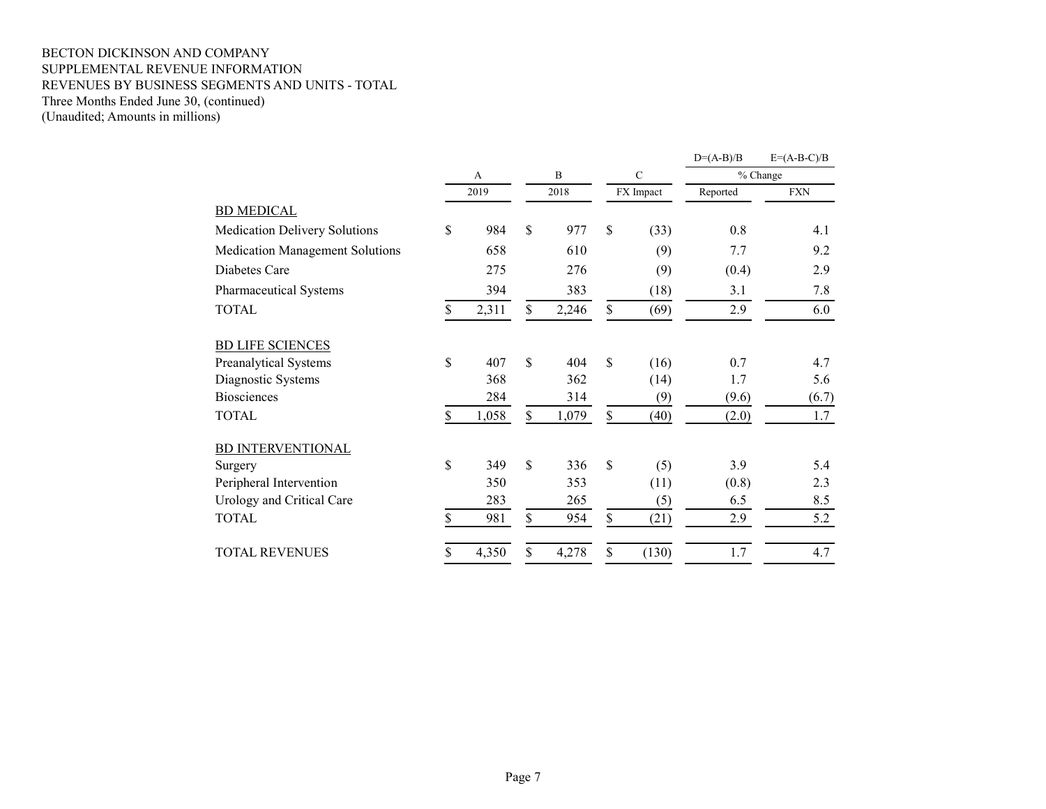BECTON DICKINSON AND COMPANY
SUPPLEMENTAL REVENUE INFORMATION
REVENUES BY BUSINESS SEGMENTS AND UNITS - TOTAL
Three Months Ended June 30, (continued)
(Unaudited; Amounts in millions)

| | A | B | C | D=(A-B)/B | E=(A-B-C)/B |
|---|---|---|---|---|---|
| | | | | % Change | |
| | 2019 | 2018 | FX Impact | Reported | FXN |
| BD MEDICAL | | | | | |
| Medication Delivery Solutions | $ 984 | $ 977 | $ (33) | 0.8 | 4.1 |
| Medication Management Solutions | 658 | 610 | (9) | 7.7 | 9.2 |
| Diabetes Care | 275 | 276 | (9) | (0.4) | 2.9 |
| Pharmaceutical Systems | 394 | 383 | (18) | 3.1 | 7.8 |
| TOTAL | $ 2,311 | $ 2,246 | $ (69) | 2.9 | 6.0 |
| BD LIFE SCIENCES | | | | | |
| Preanalytical Systems | $ 407 | $ 404 | $ (16) | 0.7 | 4.7 |
| Diagnostic Systems | 368 | 362 | (14) | 1.7 | 5.6 |
| Biosciences | 284 | 314 | (9) | (9.6) | (6.7) |
| TOTAL | $ 1,058 | $ 1,079 | $ (40) | (2.0) | 1.7 |
| BD INTERVENTIONAL | | | | | |
| Surgery | $ 349 | $ 336 | $ (5) | 3.9 | 5.4 |
| Peripheral Intervention | 350 | 353 | (11) | (0.8) | 2.3 |
| Urology and Critical Care | 283 | 265 | (5) | 6.5 | 8.5 |
| TOTAL | $ 981 | $ 954 | $ (21) | 2.9 | 5.2 |
| TOTAL REVENUES | $ 4,350 | $ 4,278 | $ (130) | 1.7 | 4.7 |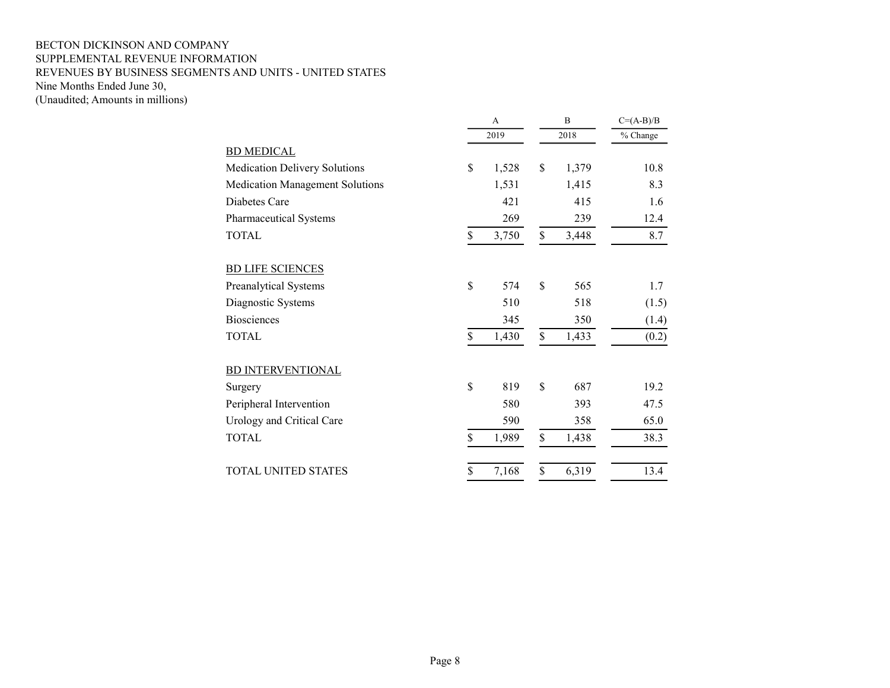BECTON DICKINSON AND COMPANY
SUPPLEMENTAL REVENUE INFORMATION
REVENUES BY BUSINESS SEGMENTS AND UNITS - UNITED STATES
Nine Months Ended June 30,
(Unaudited; Amounts in millions)

| | A | B | C=(A-B)/B |
|---|---|---|---|
| | 2019 | 2018 | % Change |
| BD MEDICAL | | | |
| Medication Delivery Solutions | $ 1,528 | $ 1,379 | 10.8 |
| Medication Management Solutions | 1,531 | 1,415 | 8.3 |
| Diabetes Care | 421 | 415 | 1.6 |
| Pharmaceutical Systems | 269 | 239 | 12.4 |
| TOTAL | $ 3,750 | $ 3,448 | 8.7 |
| | | | |
| BD LIFE SCIENCES | | | |
| Preanalytical Systems | $ 574 | $ 565 | 1.7 |
| Diagnostic Systems | 510 | 518 | (1.5) |
| Biosciences | 345 | 350 | (1.4) |
| TOTAL | $ 1,430 | $ 1,433 | (0.2) |
| | | | |
| BD INTERVENTIONAL | | | |
| Surgery | $ 819 | $ 687 | 19.2 |
| Peripheral Intervention | 580 | 393 | 47.5 |
| Urology and Critical Care | 590 | 358 | 65.0 |
| TOTAL | $ 1,989 | $ 1,438 | 38.3 |
| | | | |
| TOTAL UNITED STATES | $ 7,168 | $ 6,319 | 13.4 |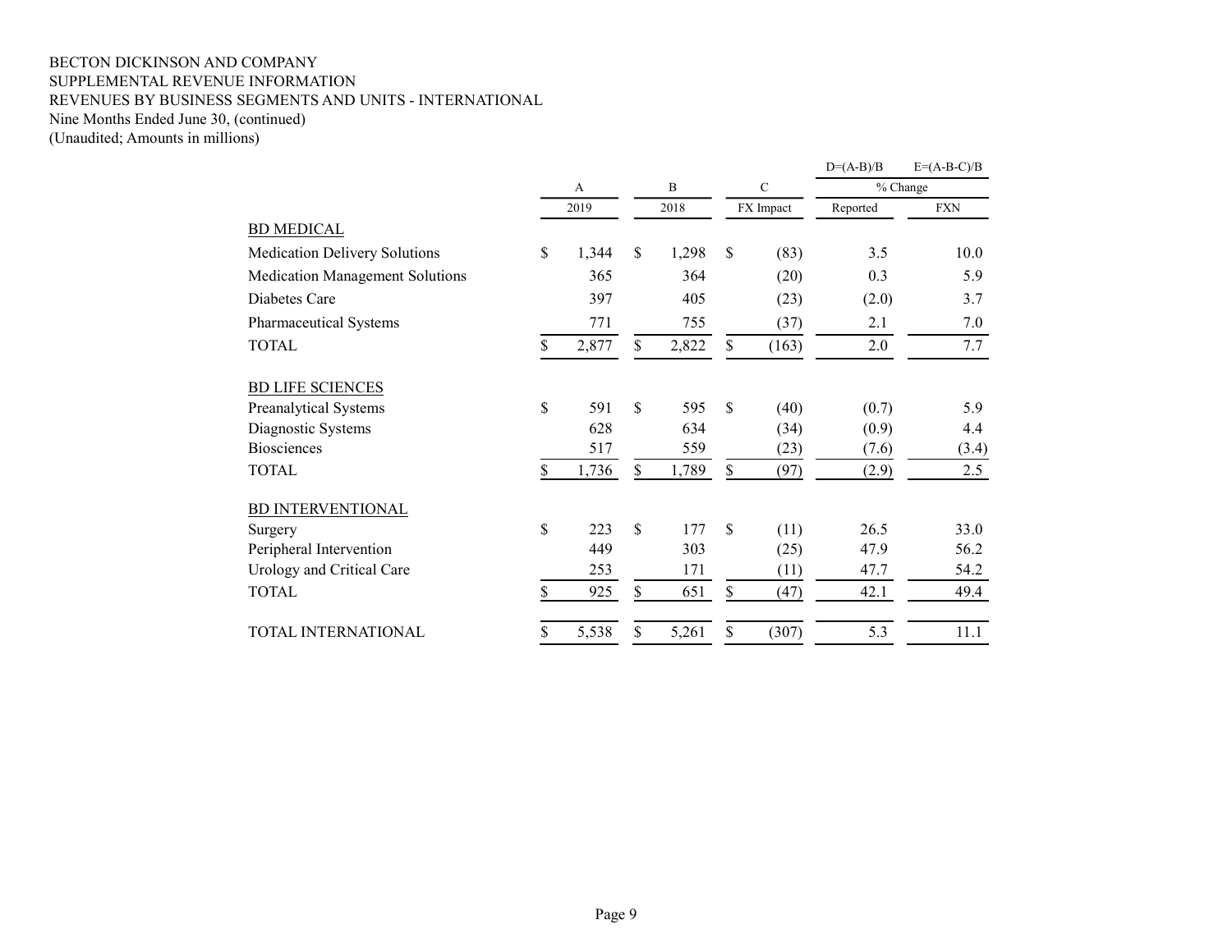BECTON DICKINSON AND COMPANY
SUPPLEMENTAL REVENUE INFORMATION
REVENUES BY BUSINESS SEGMENTS AND UNITS - INTERNATIONAL
Nine Months Ended June 30, (continued)
(Unaudited; Amounts in millions)

| | A | B | C | D=(A-B)/B | E=(A-B-C)/B |
|---|---|---|---|---|---|
| | | | | % Change | |
| | 2019 | 2018 | FX Impact | Reported | FXN |
| BD MEDICAL | | | | | |
| Medication Delivery Solutions | $ 1,344 | $ 1,298 | $ (83) | 3.5 | 10.0 |
| Medication Management Solutions | 365 | 364 | (20) | 0.3 | 5.9 |
| Diabetes Care | 397 | 405 | (23) | (2.0) | 3.7 |
| Pharmaceutical Systems | 771 | 755 | (37) | 2.1 | 7.0 |
| TOTAL | $ 2,877 | $ 2,822 | $ (163) | 2.0 | 7.7 |
| BD LIFE SCIENCES | | | | | |
| Preanalytical Systems | $ 591 | $ 595 | $ (40) | (0.7) | 5.9 |
| Diagnostic Systems | 628 | 634 | (34) | (0.9) | 4.4 |
| Biosciences | 517 | 559 | (23) | (7.6) | (3.4) |
| TOTAL | $ 1,736 | $ 1,789 | $ (97) | (2.9) | 2.5 |
| BD INTERVENTIONAL | | | | | |
| Surgery | $ 223 | $ 177 | $ (11) | 26.5 | 33.0 |
| Peripheral Intervention | 449 | 303 | (25) | 47.9 | 56.2 |
| Urology and Critical Care | 253 | 171 | (11) | 47.7 | 54.2 |
| TOTAL | $ 925 | $ 651 | $ (47) | 42.1 | 49.4 |
| TOTAL INTERNATIONAL | $ 5,538 | $ 5,261 | $ (307) | 5.3 | 11.1 |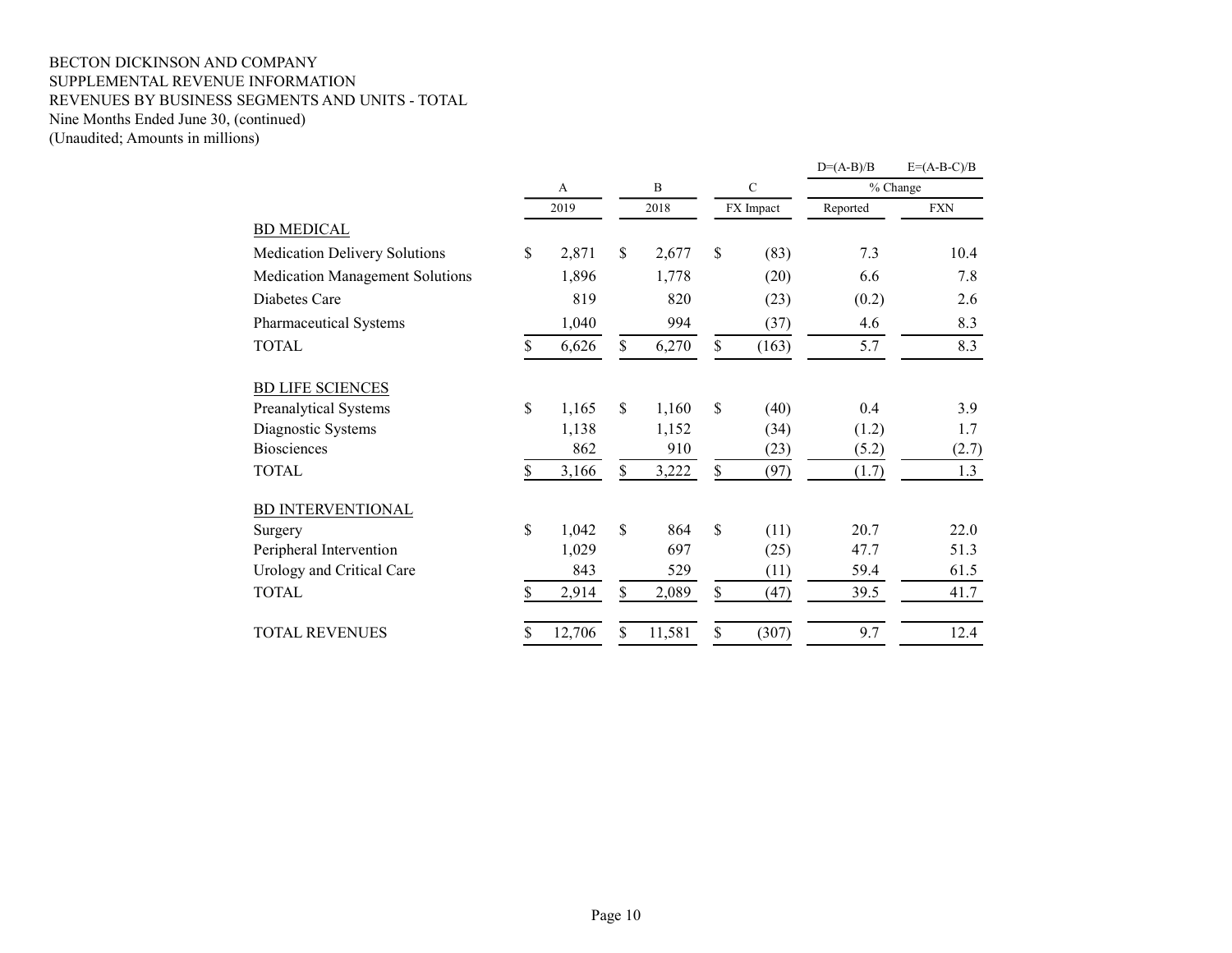BECTON DICKINSON AND COMPANY
SUPPLEMENTAL REVENUE INFORMATION
REVENUES BY BUSINESS SEGMENTS AND UNITS - TOTAL
Nine Months Ended June 30, (continued)
(Unaudited; Amounts in millions)

| | A | B | C | D=(A-B)/B | E=(A-B-C)/B |
|---|---|---|---|---|---|
| | | | | % Change | |
| | 2019 | 2018 | FX Impact | Reported | FXN |
| BD MEDICAL | | | | | |
| Medication Delivery Solutions | $ 2,871 | $ 2,677 | $ (83) | 7.3 | 10.4 |
| Medication Management Solutions | 1,896 | 1,778 | (20) | 6.6 | 7.8 |
| Diabetes Care | 819 | 820 | (23) | (0.2) | 2.6 |
| Pharmaceutical Systems | 1,040 | 994 | (37) | 4.6 | 8.3 |
| TOTAL | $ 6,626 | $ 6,270 | $ (163) | 5.7 | 8.3 |
| BD LIFE SCIENCES | | | | | |
| Preanalytical Systems | $ 1,165 | $ 1,160 | $ (40) | 0.4 | 3.9 |
| Diagnostic Systems | 1,138 | 1,152 | (34) | (1.2) | 1.7 |
| Biosciences | 862 | 910 | (23) | (5.2) | (2.7) |
| TOTAL | $ 3,166 | $ 3,222 | $ (97) | (1.7) | 1.3 |
| BD INTERVENTIONAL | | | | | |
| Surgery | $ 1,042 | $ 864 | $ (11) | 20.7 | 22.0 |
| Peripheral Intervention | 1,029 | 697 | (25) | 47.7 | 51.3 |
| Urology and Critical Care | 843 | 529 | (11) | 59.4 | 61.5 |
| TOTAL | $ 2,914 | $ 2,089 | $ (47) | 39.5 | 41.7 |
| TOTAL REVENUES | $ 12,706 | $ 11,581 | $ (307) | 9.7 | 12.4 |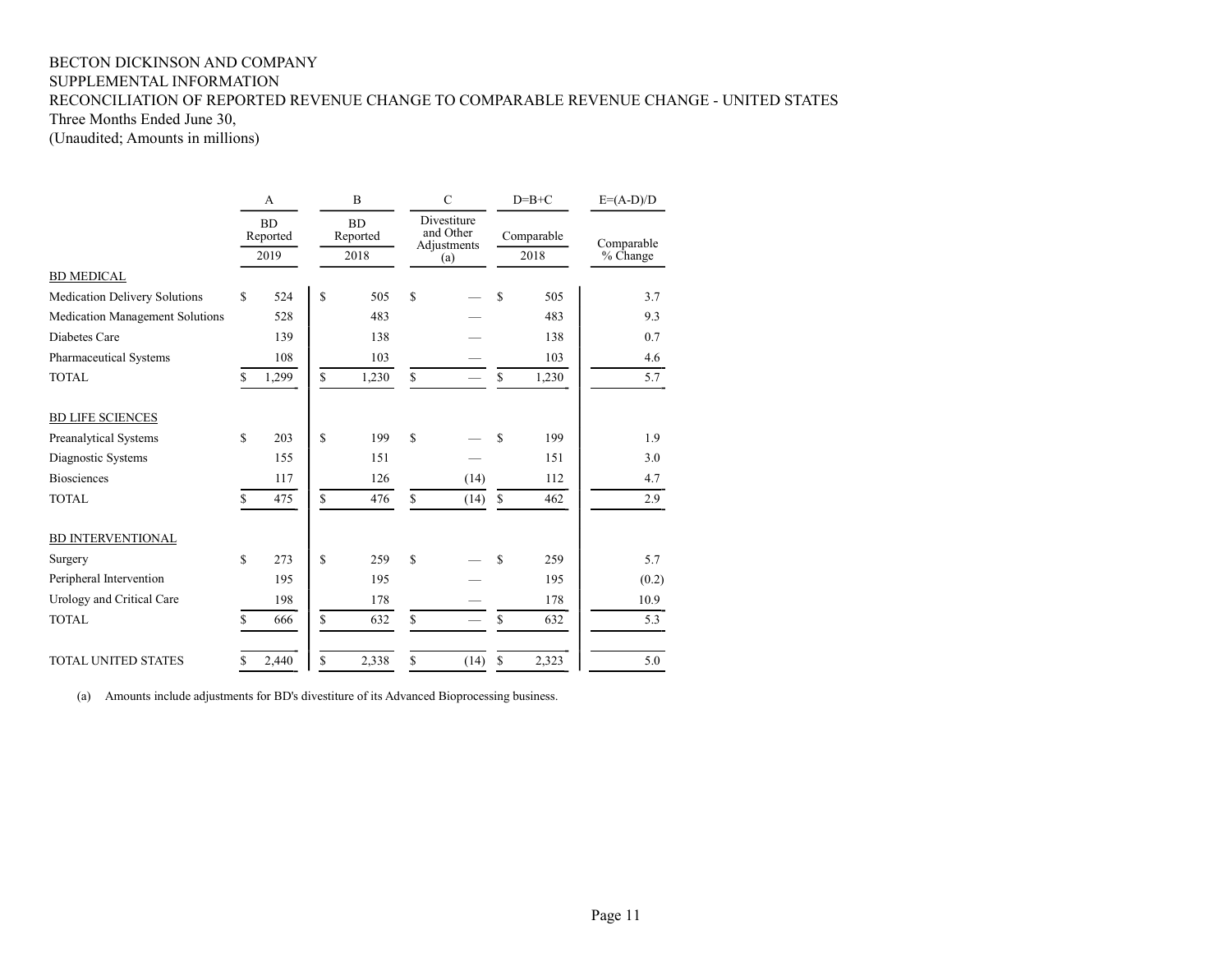BECTON DICKINSON AND COMPANY
SUPPLEMENTAL INFORMATION
RECONCILIATION OF REPORTED REVENUE CHANGE TO COMPARABLE REVENUE CHANGE - UNITED STATES
Three Months Ended June 30,
(Unaudited; Amounts in millions)

| | A | B | C | D=B+C | E=(A-D)/D |
|---|---|---|---|---|---|
| | BD Reported 2019 | BD Reported 2018 | Divestiture and Other Adjustments (a) | Comparable 2018 | Comparable % Change |
| BD MEDICAL | | | | | |
| Medication Delivery Solutions | $ 524 | $ 505 | $ — | $ 505 | 3.7 |
| Medication Management Solutions | 528 | 483 | — | 483 | 9.3 |
| Diabetes Care | 139 | 138 | — | 138 | 0.7 |
| Pharmaceutical Systems | 108 | 103 | — | 103 | 4.6 |
| TOTAL | $ 1,299 | $ 1,230 | $ — | $ 1,230 | 5.7 |
| BD LIFE SCIENCES | | | | | |
| Preanalytical Systems | $ 203 | $ 199 | $ — | $ 199 | 1.9 |
| Diagnostic Systems | 155 | 151 | — | 151 | 3.0 |
| Biosciences | 117 | 126 | (14) | 112 | 4.7 |
| TOTAL | $ 475 | $ 476 | $ (14) | $ 462 | 2.9 |
| BD INTERVENTIONAL | | | | | |
| Surgery | $ 273 | $ 259 | $ — | $ 259 | 5.7 |
| Peripheral Intervention | 195 | 195 | — | 195 | (0.2) |
| Urology and Critical Care | 198 | 178 | — | 178 | 10.9 |
| TOTAL | $ 666 | $ 632 | $ — | $ 632 | 5.3 |
| TOTAL UNITED STATES | $ 2,440 | $ 2,338 | $ (14) | $ 2,323 | 5.0 |

(a) Amounts include adjustments for BD's divestiture of its Advanced Bioprocessing business.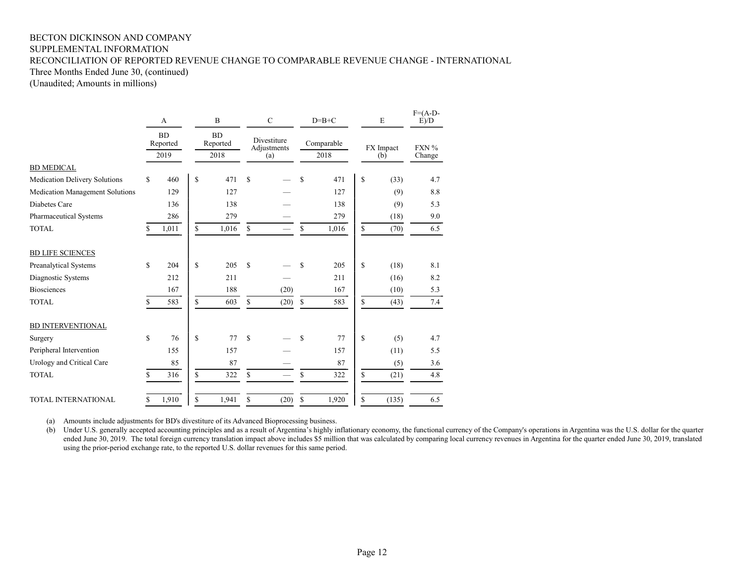BECTON DICKINSON AND COMPANY
SUPPLEMENTAL INFORMATION
RECONCILIATION OF REPORTED REVENUE CHANGE TO COMPARABLE REVENUE CHANGE - INTERNATIONAL
Three Months Ended June 30, (continued)
(Unaudited; Amounts in millions)

| | A | B | C | D=B+C | E | F=(A-D-E)/D |
|---|---|---|---|---|---|---|
| | BD Reported 2019 | BD Reported 2018 | Divestiture Adjustments (a) | Comparable 2018 | FX Impact (b) | FXN % Change |
| BD MEDICAL | | | | | | |
| Medication Delivery Solutions | $ 460 | $ 471 | $ — | $ 471 | $ (33) | 4.7 |
| Medication Management Solutions | 129 | 127 | — | 127 | (9) | 8.8 |
| Diabetes Care | 136 | 138 | — | 138 | (9) | 5.3 |
| Pharmaceutical Systems | 286 | 279 | — | 279 | (18) | 9.0 |
| TOTAL | $ 1,011 | $ 1,016 | $ — | $ 1,016 | $ (70) | 6.5 |
| BD LIFE SCIENCES | | | | | | |
| Preanalytical Systems | $ 204 | $ 205 | $ — | $ 205 | $ (18) | 8.1 |
| Diagnostic Systems | 212 | 211 | — | 211 | (16) | 8.2 |
| Biosciences | 167 | 188 | (20) | 167 | (10) | 5.3 |
| TOTAL | $ 583 | $ 603 | $ (20) | $ 583 | $ (43) | 7.4 |
| BD INTERVENTIONAL | | | | | | |
| Surgery | $ 76 | $ 77 | $ — | $ 77 | $ (5) | 4.7 |
| Peripheral Intervention | 155 | 157 | — | 157 | (11) | 5.5 |
| Urology and Critical Care | 85 | 87 | — | 87 | (5) | 3.6 |
| TOTAL | $ 316 | $ 322 | $ — | $ 322 | $ (21) | 4.8 |
| TOTAL INTERNATIONAL | $ 1,910 | $ 1,941 | $ (20) | $ 1,920 | $ (135) | 6.5 |

(a) Amounts include adjustments for BD's divestiture of its Advanced Bioprocessing business.

(b) Under U.S. generally accepted accounting principles and as a result of Argentina's highly inflationary economy, the functional currency of the Company's operations in Argentina was the U.S. dollar for the quarter ended June 30, 2019. The total foreign currency translation impact above includes $5 million that was calculated by comparing local currency revenues in Argentina for the quarter ended June 30, 2019, translated using the prior-period exchange rate, to the reported U.S. dollar revenues for this same period.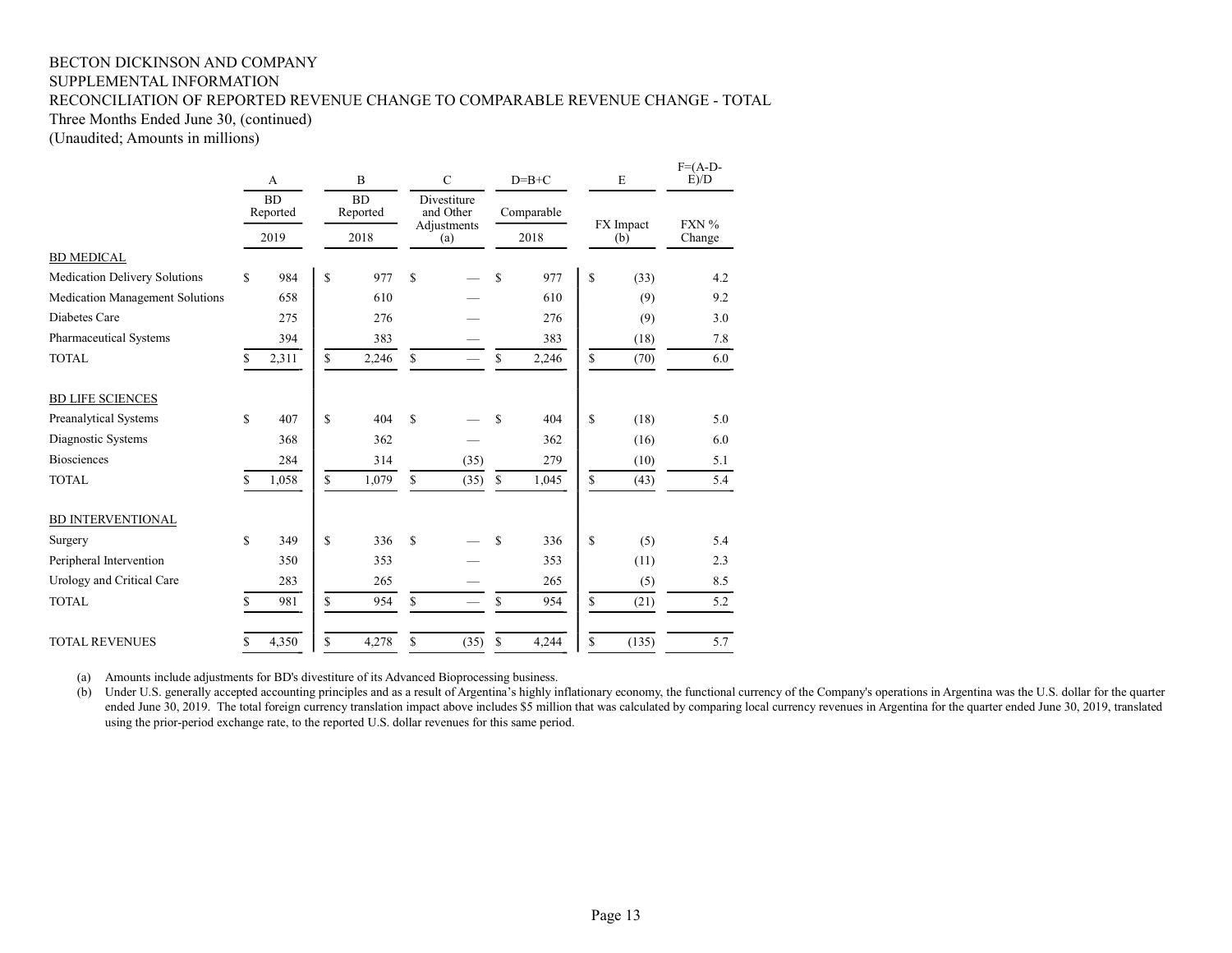BECTON DICKINSON AND COMPANY
SUPPLEMENTAL INFORMATION
RECONCILIATION OF REPORTED REVENUE CHANGE TO COMPARABLE REVENUE CHANGE - TOTAL
Three Months Ended June 30, (continued)
(Unaudited; Amounts in millions)

| | A | B | C | D=B+C | E | F=(A-D-E)/D |
|---|---|---|---|---|---|---|
| | BD Reported | BD Reported | Divestiture and Other Adjustments | Comparable | FX Impact | FXN % Change |
| | 2019 | 2018 | (a) | 2018 | (b) | |
| BD MEDICAL | | | | | | |
| Medication Delivery Solutions | $ 984 | $ 977 | $ — | $ 977 | $ (33) | 4.2 |
| Medication Management Solutions | 658 | 610 | — | 610 | (9) | 9.2 |
| Diabetes Care | 275 | 276 | — | 276 | (9) | 3.0 |
| Pharmaceutical Systems | 394 | 383 | — | 383 | (18) | 7.8 |
| TOTAL | $ 2,311 | $ 2,246 | $ — | $ 2,246 | $ (70) | 6.0 |
| BD LIFE SCIENCES | | | | | | |
| Preanalytical Systems | $ 407 | $ 404 | $ — | $ 404 | $ (18) | 5.0 |
| Diagnostic Systems | 368 | 362 | — | 362 | (16) | 6.0 |
| Biosciences | 284 | 314 | (35) | 279 | (10) | 5.1 |
| TOTAL | $ 1,058 | $ 1,079 | $ (35) | $ 1,045 | $ (43) | 5.4 |
| BD INTERVENTIONAL | | | | | | |
| Surgery | $ 349 | $ 336 | $ — | $ 336 | $ (5) | 5.4 |
| Peripheral Intervention | 350 | 353 | — | 353 | (11) | 2.3 |
| Urology and Critical Care | 283 | 265 | — | 265 | (5) | 8.5 |
| TOTAL | $ 981 | $ 954 | $ — | $ 954 | $ (21) | 5.2 |
| TOTAL REVENUES | $ 4,350 | $ 4,278 | $ (35) | $ 4,244 | $ (135) | 5.7 |

(a) Amounts include adjustments for BD's divestiture of its Advanced Bioprocessing business.

(b) Under U.S. generally accepted accounting principles and as a result of Argentina's highly inflationary economy, the functional currency of the Company's operations in Argentina was the U.S. dollar for the quarter ended June 30, 2019. The total foreign currency translation impact above includes $5 million that was calculated by comparing local currency revenues in Argentina for the quarter ended June 30, 2019, translated using the prior-period exchange rate, to the reported U.S. dollar revenues for this same period.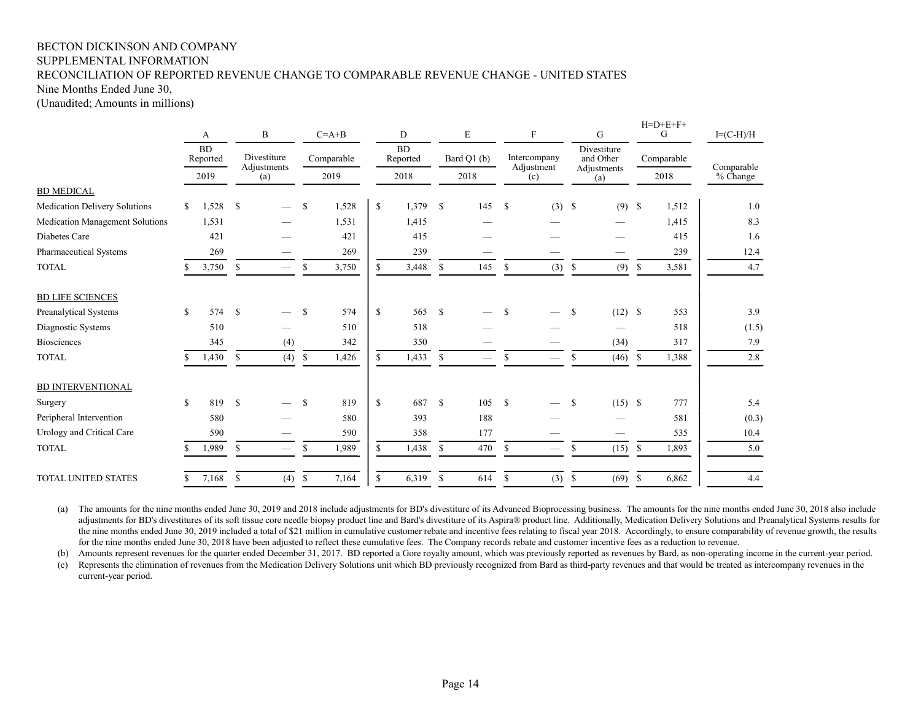BECTON DICKINSON AND COMPANY
SUPPLEMENTAL INFORMATION
RECONCILIATION OF REPORTED REVENUE CHANGE TO COMPARABLE REVENUE CHANGE - UNITED STATES
Nine Months Ended June 30,
(Unaudited; Amounts in millions)

| | A | B | C=A+B | D | E | F | G | H=D+E+F+G | I=(C-H)/H |
|---|---|---|---|---|---|---|---|---|---|
| | BD Reported | Divestiture Adjustments | Comparable | BD Reported | Bard Q1 (b) | Intercompany Adjustment | Divestiture and Other Adjustments | Comparable | Comparable % Change |
| | 2019 | (a) | 2019 | 2018 | 2018 | (c) | (a) | 2018 | |
| BD MEDICAL | | | | | | | | | |
| Medication Delivery Solutions | $ 1,528 | $ — | $ 1,528 | $ 1,379 | $ 145 | $ (3) | $ (9) | $ 1,512 | 1.0 |
| Medication Management Solutions | 1,531 | — | 1,531 | 1,415 | — | — | — | 1,415 | 8.3 |
| Diabetes Care | 421 | — | 421 | 415 | — | — | — | 415 | 1.6 |
| Pharmaceutical Systems | 269 | — | 269 | 239 | — | — | — | 239 | 12.4 |
| TOTAL | $ 3,750 | $ — | $ 3,750 | $ 3,448 | $ 145 | $ (3) | $ (9) | $ 3,581 | 4.7 |
| BD LIFE SCIENCES | | | | | | | | | |
| Preanalytical Systems | $ 574 | $ — | $ 574 | $ 565 | $ — | $ — | $ (12) | $ 553 | 3.9 |
| Diagnostic Systems | 510 | — | 510 | 518 | — | — | — | 518 | (1.5) |
| Biosciences | 345 | (4) | 342 | 350 | — | — | (34) | 317 | 7.9 |
| TOTAL | $ 1,430 | $ (4) | $ 1,426 | $ 1,433 | $ — | $ — | $ (46) | $ 1,388 | 2.8 |
| BD INTERVENTIONAL | | | | | | | | | |
| Surgery | $ 819 | $ — | $ 819 | $ 687 | $ 105 | $ — | $ (15) | $ 777 | 5.4 |
| Peripheral Intervention | 580 | — | 580 | 393 | 188 | — | — | 581 | (0.3) |
| Urology and Critical Care | 590 | — | 590 | 358 | 177 | — | — | 535 | 10.4 |
| TOTAL | $ 1,989 | $ — | $ 1,989 | $ 1,438 | $ 470 | $ — | $ (15) | $ 1,893 | 5.0 |
| TOTAL UNITED STATES | $ 7,168 | $ (4) | $ 7,164 | $ 6,319 | $ 614 | $ (3) | $ (69) | $ 6,862 | 4.4 |

(a) The amounts for the nine months ended June 30, 2019 and 2018 include adjustments for BD's divestiture of its Advanced Bioprocessing business. The amounts for the nine months ended June 30, 2018 also include adjustments for BD's divestitures of its soft tissue core needle biopsy product line and Bard's divestiture of its Aspira® product line. Additionally, Medication Delivery Solutions and Preanalytical Systems results for the nine months ended June 30, 2019 included a total of $21 million in cumulative customer rebate and incentive fees relating to fiscal year 2018. Accordingly, to ensure comparability of revenue growth, the results for the nine months ended June 30, 2018 have been adjusted to reflect these cumulative fees. The Company records rebate and customer incentive fees as a reduction to revenue.

(b) Amounts represent revenues for the quarter ended December 31, 2017. BD reported a Gore royalty amount, which was previously reported as revenues by Bard, as non-operating income in the current-year period.

(c) Represents the elimination of revenues from the Medication Delivery Solutions unit which BD previously recognized from Bard as third-party revenues and that would be treated as intercompany revenues in the current-year period.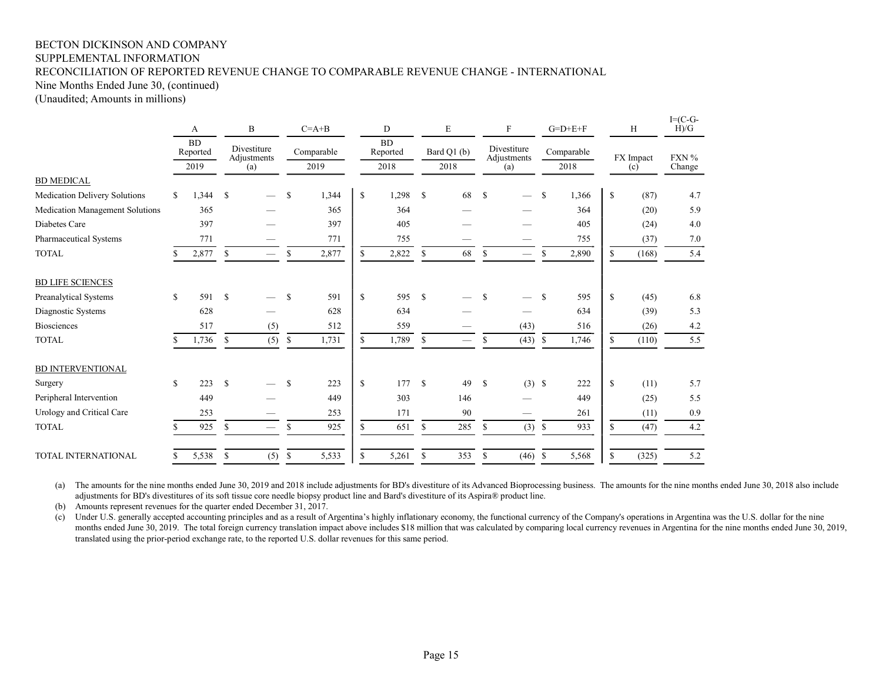BECTON DICKINSON AND COMPANY
SUPPLEMENTAL INFORMATION
RECONCILIATION OF REPORTED REVENUE CHANGE TO COMPARABLE REVENUE CHANGE - INTERNATIONAL
Nine Months Ended June 30, (continued)
(Unaudited; Amounts in millions)

| | A | B | C=A+B | D | E | F | G=D+E+F | H | I=(C-G-H)/G |
|---|---|---|---|---|---|---|---|---|---|
| | BD Reported 2019 | Divestiture Adjustments (a) | Comparable 2019 | BD Reported 2018 | Bard Q1 (b) 2018 | Divestiture Adjustments (a) | Comparable 2018 | FX Impact (c) | FXN % Change |
| **BD MEDICAL** | | | | | | | | | |
| Medication Delivery Solutions | $ 1,344 | $ — | $ 1,344 | $ 1,298 | $ 68 | $ — | $ 1,366 | $ (87) | 4.7 |
| Medication Management Solutions | 365 | — | 365 | 364 | — | — | 364 | (20) | 5.9 |
| Diabetes Care | 397 | — | 397 | 405 | — | — | 405 | (24) | 4.0 |
| Pharmaceutical Systems | 771 | — | 771 | 755 | — | — | 755 | (37) | 7.0 |
| TOTAL | $ 2,877 | $ — | $ 2,877 | $ 2,822 | $ 68 | $ — | $ 2,890 | $ (168) | 5.4 |
| **BD LIFE SCIENCES** | | | | | | | | | |
| Preanalytical Systems | $ 591 | $ — | $ 591 | $ 595 | $ — | $ — | $ 595 | $ (45) | 6.8 |
| Diagnostic Systems | 628 | — | 628 | 634 | — | — | 634 | (39) | 5.3 |
| Biosciences | 517 | (5) | 512 | 559 | — | (43) | 516 | (26) | 4.2 |
| TOTAL | $ 1,736 | $ (5) | $ 1,731 | $ 1,789 | $ — | $ (43) | $ 1,746 | $ (110) | 5.5 |
| **BD INTERVENTIONAL** | | | | | | | | | |
| Surgery | $ 223 | $ — | $ 223 | $ 177 | $ 49 | $ (3) | $ 222 | $ (11) | 5.7 |
| Peripheral Intervention | 449 | — | 449 | 303 | 146 | — | 449 | (25) | 5.5 |
| Urology and Critical Care | 253 | — | 253 | 171 | 90 | — | 261 | (11) | 0.9 |
| TOTAL | $ 925 | $ — | $ 925 | $ 651 | $ 285 | $ (3) | $ 933 | $ (47) | 4.2 |
| TOTAL INTERNATIONAL | $ 5,538 | $ (5) | $ 5,533 | $ 5,261 | $ 353 | $ (46) | $ 5,568 | $ (325) | 5.2 |

(a) The amounts for the nine months ended June 30, 2019 and 2018 include adjustments for BD's divestiture of its Advanced Bioprocessing business. The amounts for the nine months ended June 30, 2018 also include adjustments for BD's divestitures of its soft tissue core needle biopsy product line and Bard's divestiture of its Aspira® product line.

(b) Amounts represent revenues for the quarter ended December 31, 2017.

(c) Under U.S. generally accepted accounting principles and as a result of Argentina's highly inflationary economy, the functional currency of the Company's operations in Argentina was the U.S. dollar for the nine months ended June 30, 2019. The total foreign currency translation impact above includes $18 million that was calculated by comparing local currency revenues in Argentina for the nine months ended June 30, 2019, translated using the prior-period exchange rate, to the reported U.S. dollar revenues for this same period.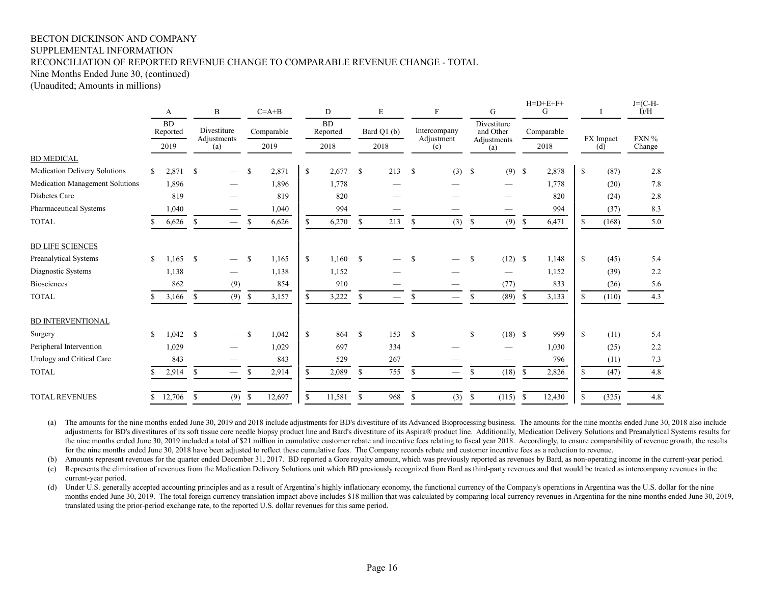BECTON DICKINSON AND COMPANY
SUPPLEMENTAL INFORMATION
RECONCILIATION OF REPORTED REVENUE CHANGE TO COMPARABLE REVENUE CHANGE - TOTAL
Nine Months Ended June 30, (continued)
(Unaudited; Amounts in millions)

| | A | B | C=A+B | D | E | F | G | H=D+E+F+G | I | J=(C-H-I)/H |
|---|---|---|---|---|---|---|---|---|---|---|
| | BD Reported | Divestiture Adjustments | Comparable | BD Reported | Bard Q1 (b) | Intercompany Adjustment | Divestiture and Other Adjustments | Comparable | FX Impact | FXN % |
| | 2019 | (a) | 2019 | 2018 | 2018 | (c) | (a) | 2018 | (d) | Change |
| **BD MEDICAL** | | | | | | | | | | |
| Medication Delivery Solutions | $ 2,871 | $ — | $ 2,871 | $ 2,677 | $ 213 | $ (3) | $ (9) | $ 2,878 | $ (87) | 2.8 |
| Medication Management Solutions | 1,896 | — | 1,896 | 1,778 | — | — | — | 1,778 | (20) | 7.8 |
| Diabetes Care | 819 | — | 819 | 820 | — | — | — | 820 | (24) | 2.8 |
| Pharmaceutical Systems | 1,040 | — | 1,040 | 994 | — | — | — | 994 | (37) | 8.3 |
| TOTAL | $ 6,626 | $ — | $ 6,626 | $ 6,270 | $ 213 | $ (3) | $ (9) | $ 6,471 | $ (168) | 5.0 |
| **BD LIFE SCIENCES** | | | | | | | | | | |
| Preanalytical Systems | $ 1,165 | $ — | $ 1,165 | $ 1,160 | $ — | $ — | $ (12) | $ 1,148 | $ (45) | 5.4 |
| Diagnostic Systems | 1,138 | — | 1,138 | 1,152 | — | — | — | 1,152 | (39) | 2.2 |
| Biosciences | 862 | (9) | 854 | 910 | — | — | (77) | 833 | (26) | 5.6 |
| TOTAL | $ 3,166 | $ (9) | $ 3,157 | $ 3,222 | $ — | $ — | $ (89) | $ 3,133 | $ (110) | 4.3 |
| **BD INTERVENTIONAL** | | | | | | | | | | |
| Surgery | $ 1,042 | $ — | $ 1,042 | $ 864 | $ 153 | $ — | $ (18) | $ 999 | $ (11) | 5.4 |
| Peripheral Intervention | 1,029 | — | 1,029 | 697 | 334 | — | — | 1,030 | (25) | 2.2 |
| Urology and Critical Care | 843 | — | 843 | 529 | 267 | — | — | 796 | (11) | 7.3 |
| TOTAL | $ 2,914 | $ — | $ 2,914 | $ 2,089 | $ 755 | $ — | $ (18) | $ 2,826 | $ (47) | 4.8 |
| TOTAL REVENUES | $ 12,706 | $ (9) | $ 12,697 | $ 11,581 | $ 968 | $ (3) | $ (115) | $ 12,430 | $ (325) | 4.8 |

(a) The amounts for the nine months ended June 30, 2019 and 2018 include adjustments for BD's divestiture of its Advanced Bioprocessing business. The amounts for the nine months ended June 30, 2018 also include adjustments for BD's divestitures of its soft tissue core needle biopsy product line and Bard's divestiture of its Aspira® product line. Additionally, Medication Delivery Solutions and Preanalytical Systems results for the nine months ended June 30, 2019 included a total of $21 million in cumulative customer rebate and incentive fees relating to fiscal year 2018. Accordingly, to ensure comparability of revenue growth, the results for the nine months ended June 30, 2018 have been adjusted to reflect these cumulative fees. The Company records rebate and customer incentive fees as a reduction to revenue.

(b) Amounts represent revenues for the quarter ended December 31, 2017. BD reported a Gore royalty amount, which was previously reported as revenues by Bard, as non-operating income in the current-year period.

(c) Represents the elimination of revenues from the Medication Delivery Solutions unit which BD previously recognized from Bard as third-party revenues and that would be treated as intercompany revenues in the current-year period.

(d) Under U.S. generally accepted accounting principles and as a result of Argentina's highly inflationary economy, the functional currency of the Company's operations in Argentina was the U.S. dollar for the nine months ended June 30, 2019. The total foreign currency translation impact above includes $18 million that was calculated by comparing local currency revenues in Argentina for the nine months ended June 30, 2019, translated using the prior-period exchange rate, to the reported U.S. dollar revenues for this same period.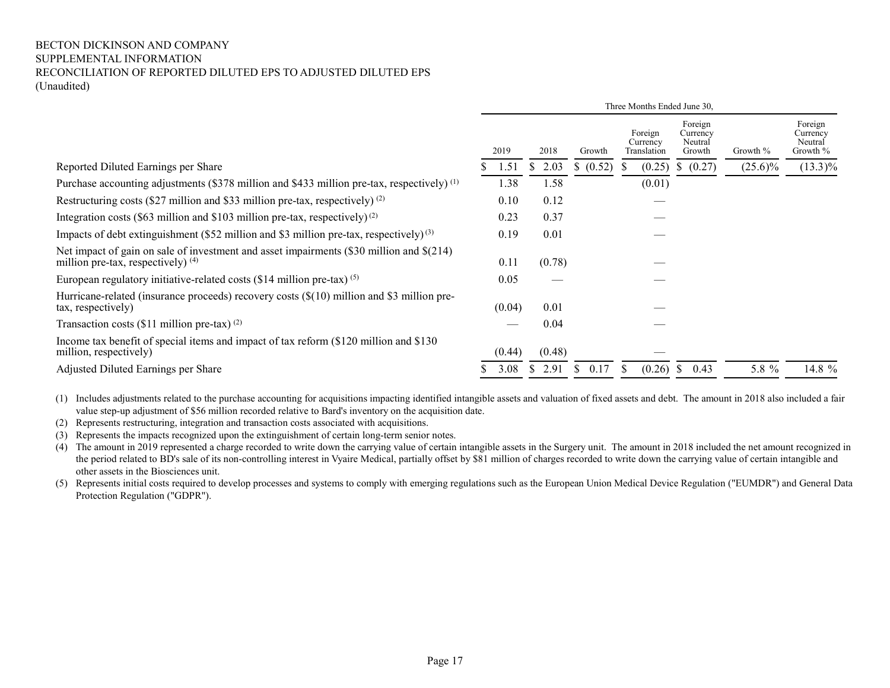BECTON DICKINSON AND COMPANY
SUPPLEMENTAL INFORMATION
RECONCILIATION OF REPORTED DILUTED EPS TO ADJUSTED DILUTED EPS
(Unaudited)

| | Three Months Ended June 30, | | | | | | |
|---|---|---|---|---|---|---|---|
| | 2019 | 2018 | Growth | Foreign Currency Translation | Foreign Currency Neutral Growth | Growth % | Foreign Currency Neutral Growth % |
| Reported Diluted Earnings per Share | $ 1.51 | $ 2.03 | $ (0.52) | $ (0.25) | $ (0.27) | (25.6)% | (13.3)% |
| Purchase accounting adjustments ($378 million and $433 million pre-tax, respectively) (1) | 1.38 | 1.58 | | (0.01) | | | |
| Restructuring costs ($27 million and $33 million pre-tax, respectively) (2) | 0.10 | 0.12 | | — | | | |
| Integration costs ($63 million and $103 million pre-tax, respectively) (2) | 0.23 | 0.37 | | — | | | |
| Impacts of debt extinguishment ($52 million and $3 million pre-tax, respectively) (3) | 0.19 | 0.01 | | — | | | |
| Net impact of gain on sale of investment and asset impairments ($30 million and $(214) million pre-tax, respectively) (4) | 0.11 | (0.78) | | — | | | |
| European regulatory initiative-related costs ($14 million pre-tax) (5) | 0.05 | — | | — | | | |
| Hurricane-related (insurance proceeds) recovery costs ($(10) million and $3 million pre-tax, respectively) | (0.04) | 0.01 | | — | | | |
| Transaction costs ($11 million pre-tax) (2) | — | 0.04 | | — | | | |
| Income tax benefit of special items and impact of tax reform ($120 million and $130 million, respectively) | (0.44) | (0.48) | | — | | | |
| Adjusted Diluted Earnings per Share | $ 3.08 | $ 2.91 | $ 0.17 | $ (0.26) | $ 0.43 | 5.8 % | 14.8 % |

(1) Includes adjustments related to the purchase accounting for acquisitions impacting identified intangible assets and valuation of fixed assets and debt. The amount in 2018 also included a fair value step-up adjustment of $56 million recorded relative to Bard's inventory on the acquisition date.

(2) Represents restructuring, integration and transaction costs associated with acquisitions.

(3) Represents the impacts recognized upon the extinguishment of certain long-term senior notes.

(4) The amount in 2019 represented a charge recorded to write down the carrying value of certain intangible assets in the Surgery unit. The amount in 2018 included the net amount recognized in the period related to BD's sale of its non-controlling interest in Vyaire Medical, partially offset by $81 million of charges recorded to write down the carrying value of certain intangible and other assets in the Biosciences unit.

(5) Represents initial costs required to develop processes and systems to comply with emerging regulations such as the European Union Medical Device Regulation ("EUMDR") and General Data Protection Regulation ("GDPR").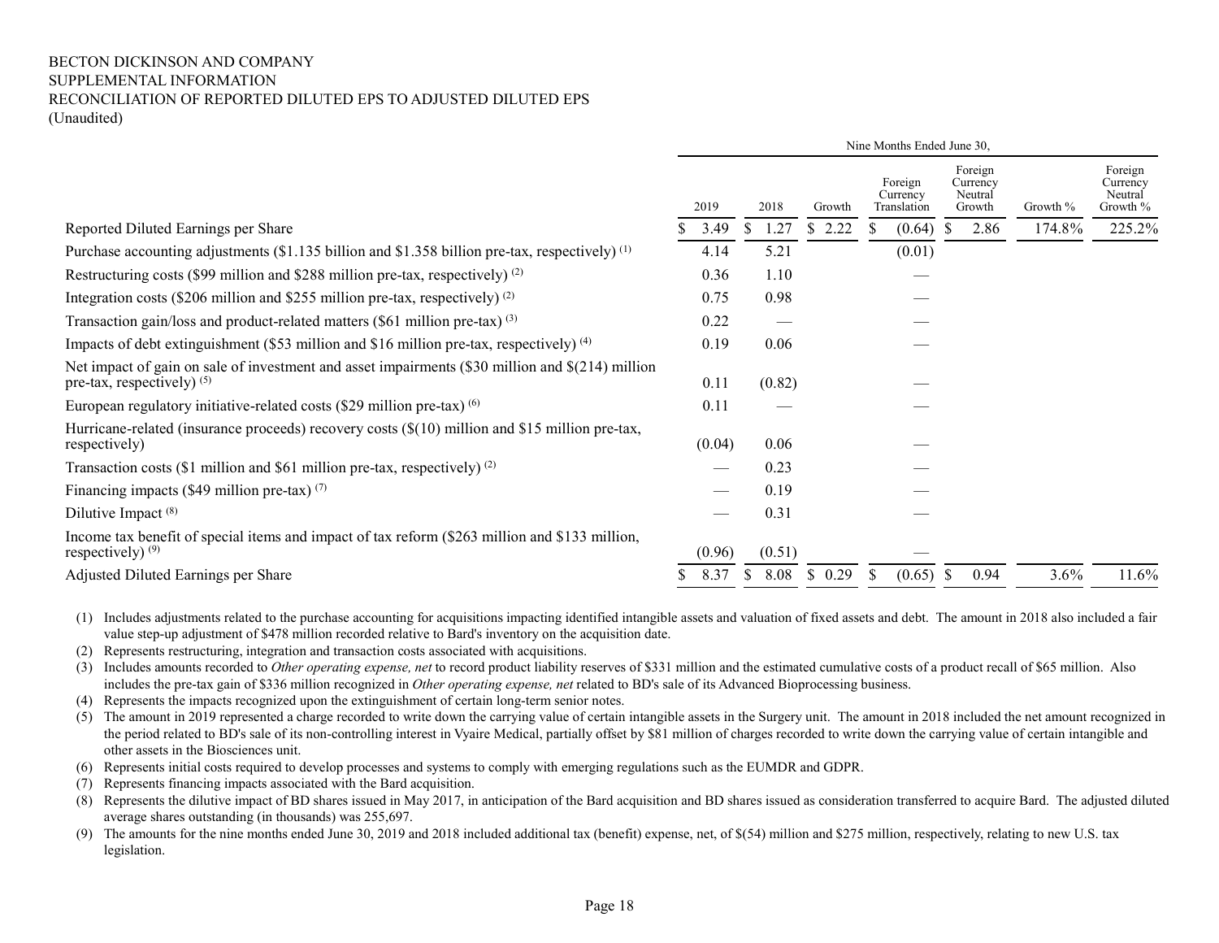BECTON DICKINSON AND COMPANY
SUPPLEMENTAL INFORMATION
RECONCILIATION OF REPORTED DILUTED EPS TO ADJUSTED DILUTED EPS
(Unaudited)

| | Nine Months Ended June 30, | | | | | | |
|---|---|---|---|---|---|---|---|
| | 2019 | 2018 | Growth | Foreign Currency Translation | Foreign Currency Neutral Growth | Growth % | Foreign Currency Neutral Growth % |
| Reported Diluted Earnings per Share | $ 3.49 | $ 1.27 | $ 2.22 | $ (0.64) | $ 2.86 | 174.8% | 225.2% |
| Purchase accounting adjustments ($1.135 billion and $1.358 billion pre-tax, respectively) (1) | 4.14 | 5.21 | | (0.01) | | | |
| Restructuring costs ($99 million and $288 million pre-tax, respectively) (2) | 0.36 | 1.10 | | — | | | |
| Integration costs ($206 million and $255 million pre-tax, respectively) (2) | 0.75 | 0.98 | | — | | | |
| Transaction gain/loss and product-related matters ($61 million pre-tax) (3) | 0.22 | — | | — | | | |
| Impacts of debt extinguishment ($53 million and $16 million pre-tax, respectively) (4) | 0.19 | 0.06 | | — | | | |
| Net impact of gain on sale of investment and asset impairments ($30 million and $(214) million pre-tax, respectively) (5) | 0.11 | (0.82) | | — | | | |
| European regulatory initiative-related costs ($29 million pre-tax) (6) | 0.11 | — | | — | | | |
| Hurricane-related (insurance proceeds) recovery costs ($(10) million and $15 million pre-tax, respectively) | (0.04) | 0.06 | | — | | | |
| Transaction costs ($1 million and $61 million pre-tax, respectively) (2) | — | 0.23 | | — | | | |
| Financing impacts ($49 million pre-tax) (7) | — | 0.19 | | — | | | |
| Dilutive Impact (8) | — | 0.31 | | — | | | |
| Income tax benefit of special items and impact of tax reform ($263 million and $133 million, respectively) (9) | (0.96) | (0.51) | | — | | | |
| Adjusted Diluted Earnings per Share | $ 8.37 | $ 8.08 | $ 0.29 | $ (0.65) | $ 0.94 | 3.6% | 11.6% |

(1) Includes adjustments related to the purchase accounting for acquisitions impacting identified intangible assets and valuation of fixed assets and debt. The amount in 2018 also included a fair value step-up adjustment of $478 million recorded relative to Bard's inventory on the acquisition date.

(2) Represents restructuring, integration and transaction costs associated with acquisitions.

(3) Includes amounts recorded to *Other operating expense, net* to record product liability reserves of $331 million and the estimated cumulative costs of a product recall of $65 million. Also includes the pre-tax gain of $336 million recognized in *Other operating expense, net* related to BD's sale of its Advanced Bioprocessing business.

(4) Represents the impacts recognized upon the extinguishment of certain long-term senior notes.

(5) The amount in 2019 represented a charge recorded to write down the carrying value of certain intangible assets in the Surgery unit. The amount in 2018 included the net amount recognized in the period related to BD's sale of its non-controlling interest in Vyaire Medical, partially offset by $81 million of charges recorded to write down the carrying value of certain intangible and other assets in the Biosciences unit.

(6) Represents initial costs required to develop processes and systems to comply with emerging regulations such as the EUMDR and GDPR.

(7) Represents financing impacts associated with the Bard acquisition.

(8) Represents the dilutive impact of BD shares issued in May 2017, in anticipation of the Bard acquisition and BD shares issued as consideration transferred to acquire Bard. The adjusted diluted average shares outstanding (in thousands) was 255,697.

(9) The amounts for the nine months ended June 30, 2019 and 2018 included additional tax (benefit) expense, net, of $(54) million and $275 million, respectively, relating to new U.S. tax legislation.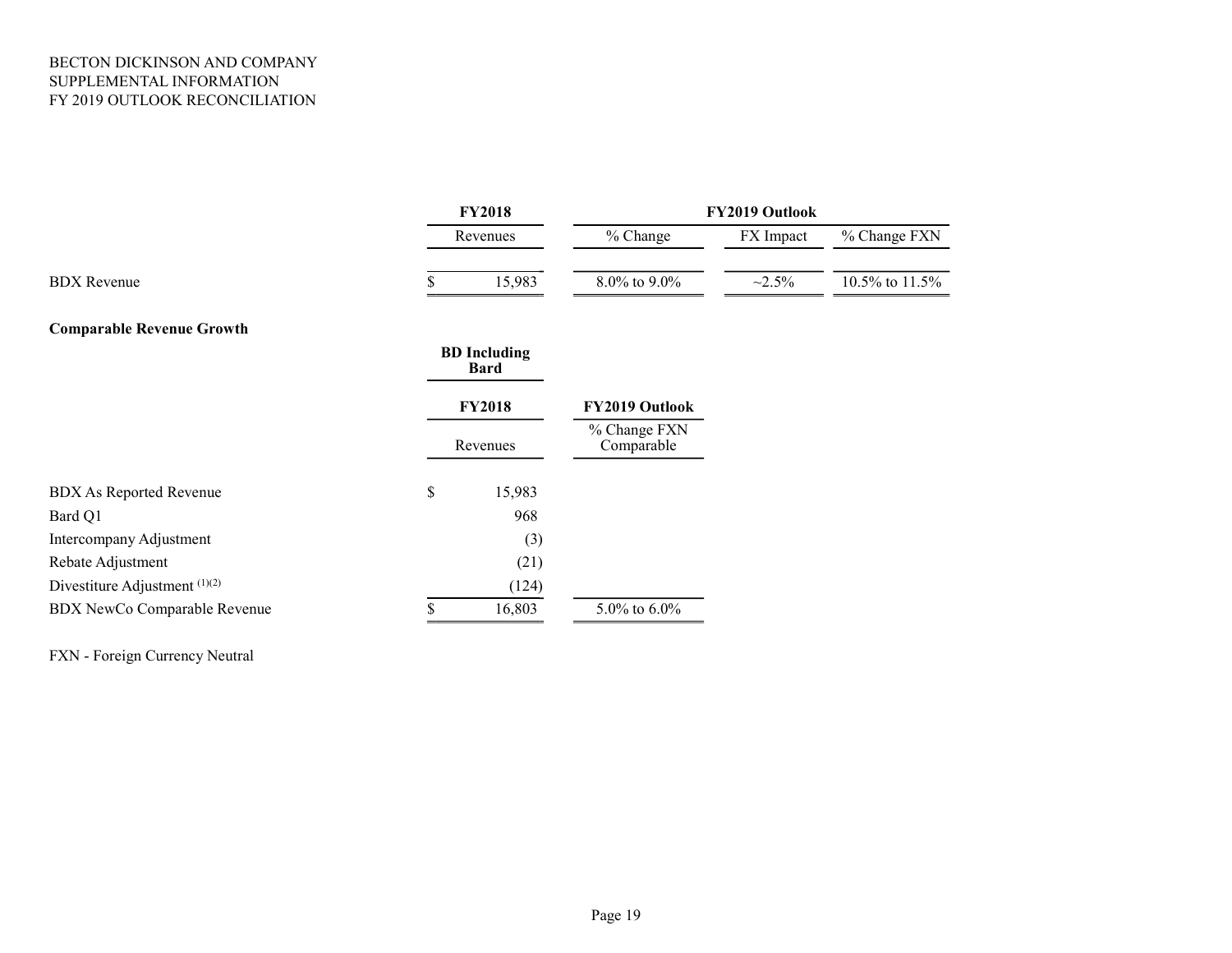BECTON DICKINSON AND COMPANY
SUPPLEMENTAL INFORMATION
FY 2019 OUTLOOK RECONCILIATION

| | FY2018 | FY2019 Outlook | | |
|---|---|---|---|---|
| | Revenues | % Change | FX Impact | % Change FXN |
| BDX Revenue | $ 15,983 | 8.0% to 9.0% | ~2.5% | 10.5% to 11.5% |

**Comparable Revenue Growth**

| | BD Including Bard | |
|---|---|---|
| | **FY2018** | **FY2019 Outlook** |
| | Revenues | % Change FXN Comparable |
| BDX As Reported Revenue | $ 15,983 | |
| Bard Q1 | 968 | |
| Intercompany Adjustment | (3) | |
| Rebate Adjustment | (21) | |
| Divestiture Adjustment [(1)(2)] | (124) | |
| BDX NewCo Comparable Revenue | $ 16,803 | 5.0% to 6.0% |

FXN - Foreign Currency Neutral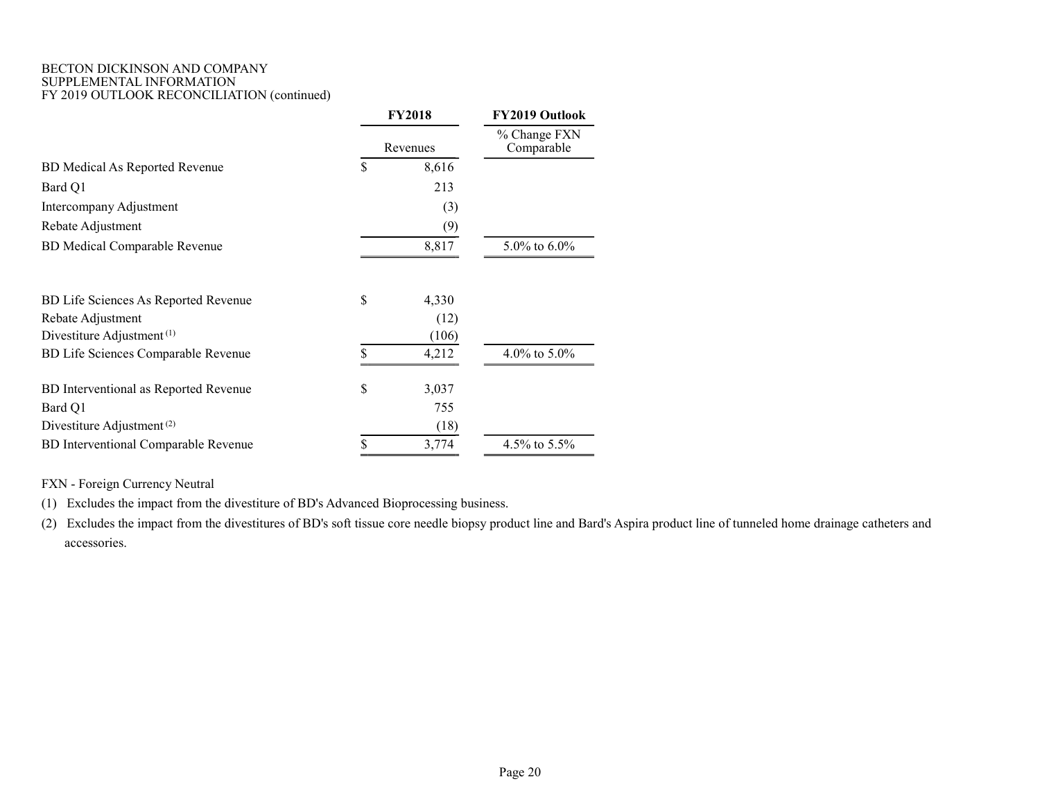BECTON DICKINSON AND COMPANY
SUPPLEMENTAL INFORMATION
FY 2019 OUTLOOK RECONCILIATION (continued)

| | FY2018 | FY2019 Outlook |
|---|---|---|
| | Revenues | % Change FXN Comparable |
| BD Medical As Reported Revenue | $ 8,616 | |
| Bard Q1 | 213 | |
| Intercompany Adjustment | (3) | |
| Rebate Adjustment | (9) | |
| BD Medical Comparable Revenue | 8,817 | 5.0% to 6.0% |
| | | |
| BD Life Sciences As Reported Revenue | $ 4,330 | |
| Rebate Adjustment | (12) | |
| Divestiture Adjustment [(1)] | (106) | |
| BD Life Sciences Comparable Revenue | $ 4,212 | 4.0% to 5.0% |
| | | |
| BD Interventional as Reported Revenue | $ 3,037 | |
| Bard Q1 | 755 | |
| Divestiture Adjustment [(2)] | (18) | |
| BD Interventional Comparable Revenue | $ 3,774 | 4.5% to 5.5% |

FXN - Foreign Currency Neutral

(1) Excludes the impact from the divestiture of BD's Advanced Bioprocessing business.

(2) Excludes the impact from the divestitures of BD's soft tissue core needle biopsy product line and Bard's Aspira product line of tunneled home drainage catheters and accessories.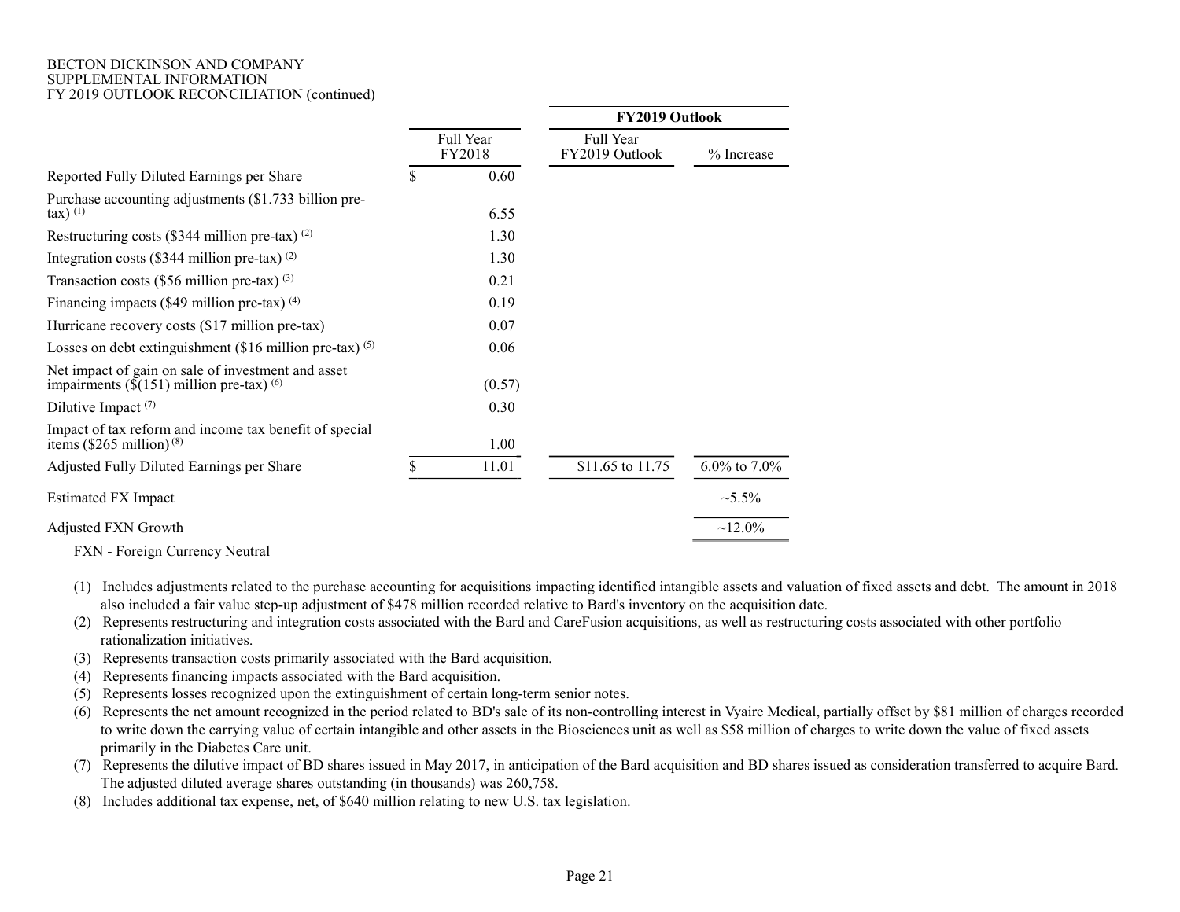BECTON DICKINSON AND COMPANY
SUPPLEMENTAL INFORMATION
FY 2019 OUTLOOK RECONCILIATION (continued)

| | Full Year FY2018 | FY2019 Outlook | |
|---|---|---|---|
| | | Full Year FY2019 Outlook | % Increase |
| Reported Fully Diluted Earnings per Share | $ 0.60 | | |
| Purchase accounting adjustments ($1.733 billion pre-tax) (1) | 6.55 | | |
| Restructuring costs ($344 million pre-tax) (2) | 1.30 | | |
| Integration costs ($344 million pre-tax) (2) | 1.30 | | |
| Transaction costs ($56 million pre-tax) (3) | 0.21 | | |
| Financing impacts ($49 million pre-tax) (4) | 0.19 | | |
| Hurricane recovery costs ($17 million pre-tax) | 0.07 | | |
| Losses on debt extinguishment ($16 million pre-tax) (5) | 0.06 | | |
| Net impact of gain on sale of investment and asset impairments ($(151) million pre-tax) (6) | (0.57) | | |
| Dilutive Impact (7) | 0.30 | | |
| Impact of tax reform and income tax benefit of special items ($265 million) (8) | 1.00 | | |
| Adjusted Fully Diluted Earnings per Share | $ 11.01 | $11.65 to 11.75 | 6.0% to 7.0% |
| Estimated FX Impact | | | ~5.5% |
| Adjusted FXN Growth | | | ~12.0% |

FXN - Foreign Currency Neutral

(1) Includes adjustments related to the purchase accounting for acquisitions impacting identified intangible assets and valuation of fixed assets and debt. The amount in 2018 also included a fair value step-up adjustment of $478 million recorded relative to Bard's inventory on the acquisition date.

(2) Represents restructuring and integration costs associated with the Bard and CareFusion acquisitions, as well as restructuring costs associated with other portfolio rationalization initiatives.

(3) Represents transaction costs primarily associated with the Bard acquisition.

(4) Represents financing impacts associated with the Bard acquisition.

(5) Represents losses recognized upon the extinguishment of certain long-term senior notes.

(6) Represents the net amount recognized in the period related to BD's sale of its non-controlling interest in Vyaire Medical, partially offset by $81 million of charges recorded to write down the carrying value of certain intangible and other assets in the Biosciences unit as well as $58 million of charges to write down the value of fixed assets primarily in the Diabetes Care unit.

(7) Represents the dilutive impact of BD shares issued in May 2017, in anticipation of the Bard acquisition and BD shares issued as consideration transferred to acquire Bard. The adjusted diluted average shares outstanding (in thousands) was 260,758.

(8) Includes additional tax expense, net, of $640 million relating to new U.S. tax legislation.